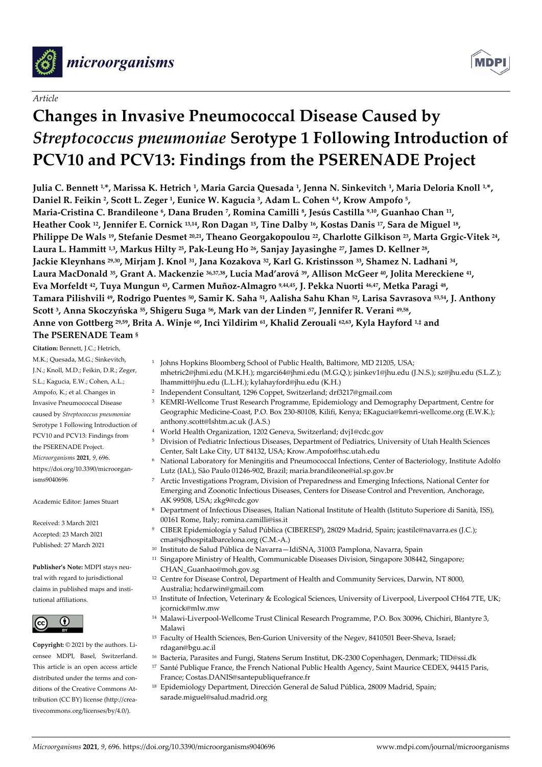Article

# Changes in Invasive Pneumococcal Disease Caused by *Streptococcus pneumoniae* Serotype 1 Following Introduction of PCV10 and PCV13: Findings from the PSERENADE Project

**Julia C. Bennett [1,*], Marissa K. Hetrich [1], Maria Garcia Quesada [1], Jenna N. Sinkevitch [1], Maria Deloria Knoll [1,*], Daniel R. Feikin [2], Scott L. Zeger [1], Eunice W. Kagucia [3], Adam L. Cohen [4,†], Krow Ampofo [5], Maria-Cristina C. Brandileone [6], Dana Bruden [7], Romina Camilli [8], Jesús Castilla [9,10], Guanhao Chan [11], Heather Cook [12], Jennifer E. Cornick [13,14], Ron Dagan [15], Tine Dalby [16], Kostas Danis [17], Sara de Miguel [18], Philippe De Wals [19], Stefanie Desmet [20,21], Theano Georgakopoulou [22], Charlotte Gilkison [23], Marta Grgic-Vitek [24], Laura L. Hammitt [1,3], Markus Hilty [25], Pak-Leung Ho [26], Sanjay Jayasinghe [27], James D. Kellner [28], Jackie Kleynhans [29,30], Mirjam J. Knol [31], Jana Kozakova [32], Karl G. Kristinsson [33], Shamez N. Ladhani [34], Laura MacDonald [35], Grant A. Mackenzie [36,37,38], Lucia Mad'arová [39], Allison McGeer [40], Jolita Mereckiene [41], Eva Morfeldt [42], Tuya Mungun [43], Carmen Muñoz-Almagro [9,44,45], J. Pekka Nuorti [46,47], Metka Paragi [48], Tamara Pilishvili [49], Rodrigo Puentes [50], Samir K. Saha [51], Aalisha Sahu Khan [52], Larisa Savrasova [53,54], J. Anthony Scott [3], Anna Skoczyńska [55], Shigeru Suga [56], Mark van der Linden [57], Jennifer R. Verani [49,58], Anne von Gottberg [29,59], Brita A. Winje [60], Inci Yildirim [61], Khalid Zerouali [62,63], Kyla Hayford [1,‡] and The PSERENADE Team [§]**

1 Johns Hopkins Bloomberg School of Public Health, Baltimore, MD 21205, USA; mhetric2@jhmi.edu (M.K.H.); mgarci64@jhmi.edu (M.G.Q.); jsinkev1@jhu.edu (J.N.S.); sz@jhu.edu (S.L.Z.); lhammitt@jhu.edu (L.L.H.); kylahayford@jhu.edu (K.H.)
2 Independent Consultant, 1296 Coppet, Switzerland; drf3217@gmail.com
3 KEMRI-Wellcome Trust Research Programme, Epidemiology and Demography Department, Centre for Geographic Medicine-Coast, P.O. Box 230-80108, Kilifi, Kenya; EKagucia@kemri-wellcome.org (E.W.K.); anthony.scott@lshtm.ac.uk (J.A.S.)
4 World Health Organization, 1202 Geneva, Switzerland; dvj1@cdc.gov
5 Division of Pediatric Infectious Diseases, Department of Pediatrics, University of Utah Health Sciences Center, Salt Lake City, UT 84132, USA; Krow.Ampofo@hsc.utah.edu
6 National Laboratory for Meningitis and Pneumococcal Infections, Center of Bacteriology, Institute Adolfo Lutz (IAL), São Paulo 01246-902, Brazil; maria.brandileone@ial.sp.gov.br
7 Arctic Investigations Program, Division of Preparedness and Emerging Infections, National Center for Emerging and Zoonotic Infectious Diseases, Centers for Disease Control and Prevention, Anchorage, AK 99508, USA; zkg9@cdc.gov
8 Department of Infectious Diseases, Italian National Institute of Health (Istituto Superiore di Sanità, ISS), 00161 Rome, Italy; romina.camilli@iss.it
9 CIBER Epidemiología y Salud Pública (CIBERESP), 28029 Madrid, Spain; jcastilc@navarra.es (J.C.); cma@sjdhospitalbarcelona.org (C.M.-A.)
10 Instituto de Salud Pública de Navarra—IdiSNA, 31003 Pamplona, Navarra, Spain
11 Singapore Ministry of Health, Communicable Diseases Division, Singapore 308442, Singapore; CHAN_Guanhao@moh.gov.sg
12 Centre for Disease Control, Department of Health and Community Services, Darwin, NT 8000, Australia; hcdarwin@gmail.com
13 Institute of Infection, Veterinary & Ecological Sciences, University of Liverpool, Liverpool CH64 7TE, UK; jcornick@mlw.mw
14 Malawi-Liverpool-Wellcome Trust Clinical Research Programme, P.O. Box 30096, Chichiri, Blantyre 3, Malawi
15 Faculty of Health Sciences, Ben-Gurion University of the Negev, 8410501 Beer-Sheva, Israel; rdagan@bgu.ac.il
16 Bacteria, Parasites and Fungi, Statens Serum Institut, DK-2300 Copenhagen, Denmark; TID@ssi.dk
17 Santé Publique France, the French National Public Health Agency, Saint Maurice CEDEX, 94415 Paris, France; Costas.DANIS@santepubliquefrance.fr
18 Epidemiology Department, Dirección General de Salud Pública, 28009 Madrid, Spain; sarade.miguel@salud.madrid.org

**Citation:** Bennett, J.C.; Hetrich, M.K.; Quesada, M.G.; Sinkevitch, J.N.; Knoll, M.D.; Feikin, D.R.; Zeger, S.L.; Kagucia, E.W.; Cohen, A.L.; Ampofo, K.; et al. Changes in Invasive Pneumococcal Disease caused by *Streptococcus pneumoniae* Serotype 1 Following Introduction of PCV10 and PCV13: Findings from the PSERENADE Project. *Microorganisms* **2021**, *9*, 696. https://doi.org/10.3390/microorganisms9040696

Academic Editor: James Stuart

Received: 3 March 2021
Accepted: 23 March 2021
Published: 27 March 2021

**Publisher's Note:** MDPI stays neutral with regard to jurisdictional claims in published maps and institutional affiliations.

**Copyright:** © 2021 by the authors. Licensee MDPI, Basel, Switzerland. This article is an open access article distributed under the terms and conditions of the Creative Commons Attribution (CC BY) license (http://creativecommons.org/licenses/by/4.0/).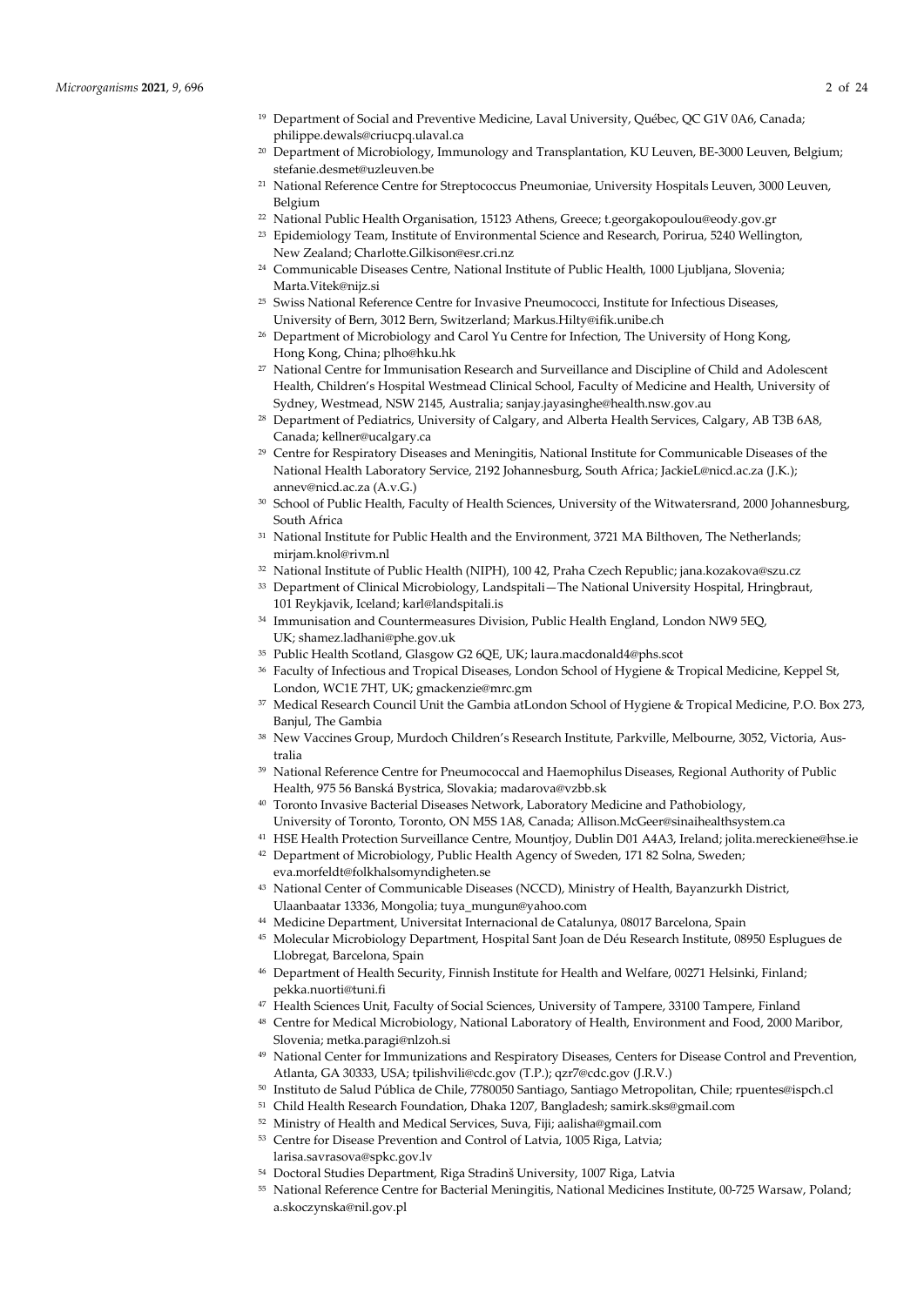[19] Department of Social and Preventive Medicine, Laval University, Québec, QC G1V 0A6, Canada; philippe.dewals@criucpq.ulaval.ca

[20] Department of Microbiology, Immunology and Transplantation, KU Leuven, BE-3000 Leuven, Belgium; stefanie.desmet@uzleuven.be

[21] National Reference Centre for Streptococcus Pneumoniae, University Hospitals Leuven, 3000 Leuven, Belgium

[22] National Public Health Organisation, 15123 Athens, Greece; t.georgakopoulou@eody.gov.gr

[23] Epidemiology Team, Institute of Environmental Science and Research, Porirua, 5240 Wellington, New Zealand; Charlotte.Gilkison@esr.cri.nz

[24] Communicable Diseases Centre, National Institute of Public Health, 1000 Ljubljana, Slovenia; Marta.Vitek@nijz.si

[25] Swiss National Reference Centre for Invasive Pneumococci, Institute for Infectious Diseases, University of Bern, 3012 Bern, Switzerland; Markus.Hilty@ifik.unibe.ch

[26] Department of Microbiology and Carol Yu Centre for Infection, The University of Hong Kong, Hong Kong, China; plho@hku.hk

[27] National Centre for Immunisation Research and Surveillance and Discipline of Child and Adolescent Health, Children's Hospital Westmead Clinical School, Faculty of Medicine and Health, University of Sydney, Westmead, NSW 2145, Australia; sanjay.jayasinghe@health.nsw.gov.au

[28] Department of Pediatrics, University of Calgary, and Alberta Health Services, Calgary, AB T3B 6A8, Canada; kellner@ucalgary.ca

[29] Centre for Respiratory Diseases and Meningitis, National Institute for Communicable Diseases of the National Health Laboratory Service, 2192 Johannesburg, South Africa; JackieL@nicd.ac.za (J.K.); annev@nicd.ac.za (A.v.G.)

[30] School of Public Health, Faculty of Health Sciences, University of the Witwatersrand, 2000 Johannesburg, South Africa

[31] National Institute for Public Health and the Environment, 3721 MA Bilthoven, The Netherlands; mirjam.knol@rivm.nl

[32] National Institute of Public Health (NIPH), 100 42, Praha Czech Republic; jana.kozakova@szu.cz

[33] Department of Clinical Microbiology, Landspitali—The National University Hospital, Hringbraut, 101 Reykjavik, Iceland; karl@landspitali.is

[34] Immunisation and Countermeasures Division, Public Health England, London NW9 5EQ, UK; shamez.ladhani@phe.gov.uk

[35] Public Health Scotland, Glasgow G2 6QE, UK; laura.macdonald4@phs.scot

[36] Faculty of Infectious and Tropical Diseases, London School of Hygiene & Tropical Medicine, Keppel St, London, WC1E 7HT, UK; gmackenzie@mrc.gm

[37] Medical Research Council Unit the Gambia atLondon School of Hygiene & Tropical Medicine, P.O. Box 273, Banjul, The Gambia

[38] New Vaccines Group, Murdoch Children's Research Institute, Parkville, Melbourne, 3052, Victoria, Australia

[39] National Reference Centre for Pneumococcal and Haemophilus Diseases, Regional Authority of Public Health, 975 56 Banská Bystrica, Slovakia; madarova@vzbb.sk

[40] Toronto Invasive Bacterial Diseases Network, Laboratory Medicine and Pathobiology, University of Toronto, Toronto, ON M5S 1A8, Canada; Allison.McGeer@sinaihealthsystem.ca

[41] HSE Health Protection Surveillance Centre, Mountjoy, Dublin D01 A4A3, Ireland; jolita.mereckiene@hse.ie

[42] Department of Microbiology, Public Health Agency of Sweden, 171 82 Solna, Sweden; eva.morfeldt@folkhalsomyndigheten.se

[43] National Center of Communicable Diseases (NCCD), Ministry of Health, Bayanzurkh District, Ulaanbaatar 13336, Mongolia; tuya_mungun@yahoo.com

[44] Medicine Department, Universitat Internacional de Catalunya, 08017 Barcelona, Spain

[45] Molecular Microbiology Department, Hospital Sant Joan de Déu Research Institute, 08950 Esplugues de Llobregat, Barcelona, Spain

[46] Department of Health Security, Finnish Institute for Health and Welfare, 00271 Helsinki, Finland; pekka.nuorti@tuni.fi

[47] Health Sciences Unit, Faculty of Social Sciences, University of Tampere, 33100 Tampere, Finland

[48] Centre for Medical Microbiology, National Laboratory of Health, Environment and Food, 2000 Maribor, Slovenia; metka.paragi@nlzoh.si

[49] National Center for Immunizations and Respiratory Diseases, Centers for Disease Control and Prevention, Atlanta, GA 30333, USA; tpilishvili@cdc.gov (T.P.); qzr7@cdc.gov (J.R.V.)

[50] Instituto de Salud Pública de Chile, 7780050 Santiago, Santiago Metropolitan, Chile; rpuentes@ispch.cl

[51] Child Health Research Foundation, Dhaka 1207, Bangladesh; samirk.sks@gmail.com

[52] Ministry of Health and Medical Services, Suva, Fiji; aalisha@gmail.com

[53] Centre for Disease Prevention and Control of Latvia, 1005 Riga, Latvia; larisa.savrasova@spkc.gov.lv

[54] Doctoral Studies Department, Riga Stradinš University, 1007 Riga, Latvia

[55] National Reference Centre for Bacterial Meningitis, National Medicines Institute, 00-725 Warsaw, Poland; a.skoczynska@nil.gov.pl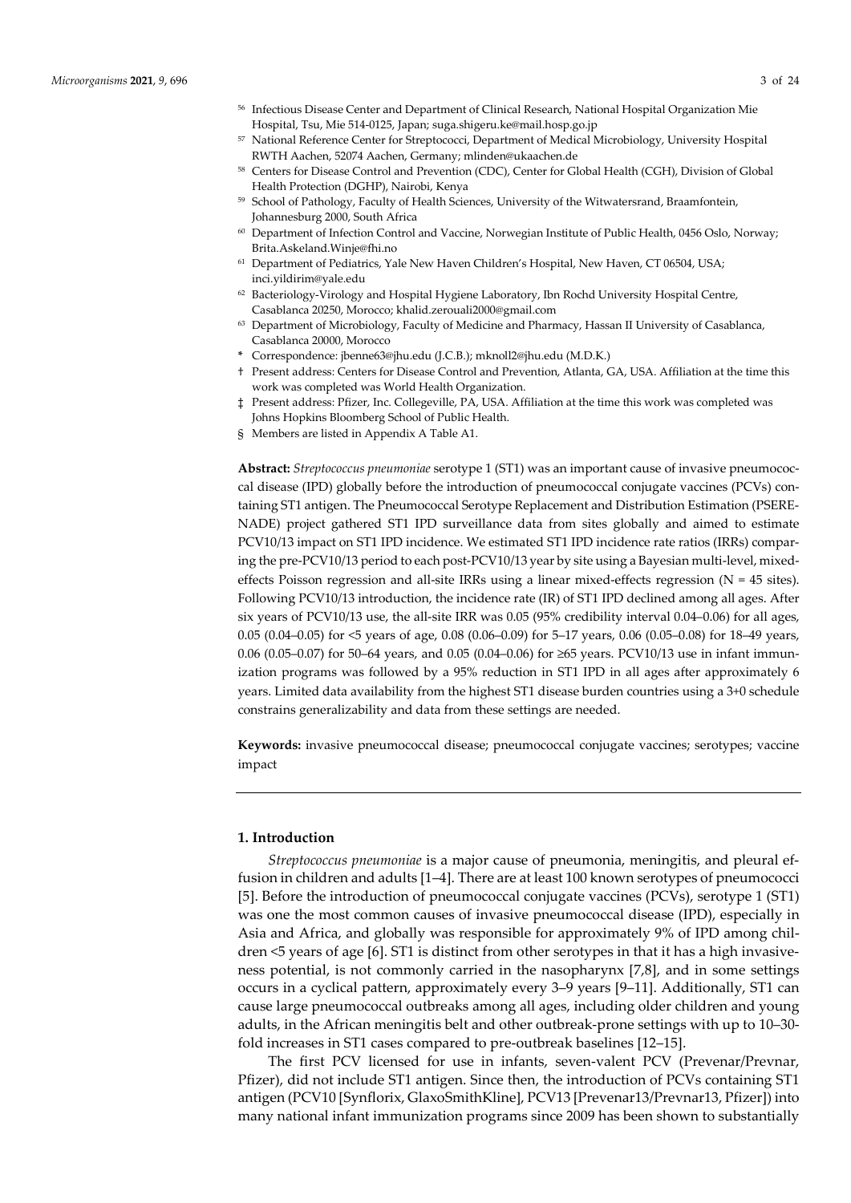[56] Infectious Disease Center and Department of Clinical Research, National Hospital Organization Mie Hospital, Tsu, Mie 514-0125, Japan; suga.shigeru.ke@mail.hosp.go.jp

[57] National Reference Center for Streptococci, Department of Medical Microbiology, University Hospital RWTH Aachen, 52074 Aachen, Germany; mlinden@ukaachen.de

[58] Centers for Disease Control and Prevention (CDC), Center for Global Health (CGH), Division of Global Health Protection (DGHP), Nairobi, Kenya

[59] School of Pathology, Faculty of Health Sciences, University of the Witwatersrand, Braamfontein, Johannesburg 2000, South Africa

[60] Department of Infection Control and Vaccine, Norwegian Institute of Public Health, 0456 Oslo, Norway; Brita.Askeland.Winje@fhi.no

[61] Department of Pediatrics, Yale New Haven Children's Hospital, New Haven, CT 06504, USA; inci.yildirim@yale.edu

[62] Bacteriology-Virology and Hospital Hygiene Laboratory, Ibn Rochd University Hospital Centre, Casablanca 20250, Morocco; khalid.zerouali2000@gmail.com

[63] Department of Microbiology, Faculty of Medicine and Pharmacy, Hassan II University of Casablanca, Casablanca 20000, Morocco

\* Correspondence: jbenne63@jhu.edu (J.C.B.); mknoll2@jhu.edu (M.D.K.)

† Present address: Centers for Disease Control and Prevention, Atlanta, GA, USA. Affiliation at the time this work was completed was World Health Organization.

‡ Present address: Pfizer, Inc. Collegeville, PA, USA. Affiliation at the time this work was completed was Johns Hopkins Bloomberg School of Public Health.

§ Members are listed in Appendix A Table A1.

**Abstract:** *Streptococcus pneumoniae* serotype 1 (ST1) was an important cause of invasive pneumococcal disease (IPD) globally before the introduction of pneumococcal conjugate vaccines (PCVs) containing ST1 antigen. The Pneumococcal Serotype Replacement and Distribution Estimation (PSERENADE) project gathered ST1 IPD surveillance data from sites globally and aimed to estimate PCV10/13 impact on ST1 IPD incidence. We estimated ST1 IPD incidence rate ratios (IRRs) comparing the pre-PCV10/13 period to each post-PCV10/13 year by site using a Bayesian multi-level, mixed-effects Poisson regression and all-site IRRs using a linear mixed-effects regression (N = 45 sites). Following PCV10/13 introduction, the incidence rate (IR) of ST1 IPD declined among all ages. After six years of PCV10/13 use, the all-site IRR was 0.05 (95% credibility interval 0.04–0.06) for all ages, 0.05 (0.04–0.05) for <5 years of age, 0.08 (0.06–0.09) for 5–17 years, 0.06 (0.05–0.08) for 18–49 years, 0.06 (0.05–0.07) for 50–64 years, and 0.05 (0.04–0.06) for ≥65 years. PCV10/13 use in infant immunization programs was followed by a 95% reduction in ST1 IPD in all ages after approximately 6 years. Limited data availability from the highest ST1 disease burden countries using a 3+0 schedule constrains generalizability and data from these settings are needed.

**Keywords:** invasive pneumococcal disease; pneumococcal conjugate vaccines; serotypes; vaccine impact

## 1. Introduction

*Streptococcus pneumoniae* is a major cause of pneumonia, meningitis, and pleural effusion in children and adults [1–4]. There are at least 100 known serotypes of pneumococci [5]. Before the introduction of pneumococcal conjugate vaccines (PCVs), serotype 1 (ST1) was one the most common causes of invasive pneumococcal disease (IPD), especially in Asia and Africa, and globally was responsible for approximately 9% of IPD among children <5 years of age [6]. ST1 is distinct from other serotypes in that it has a high invasiveness potential, is not commonly carried in the nasopharynx [7,8], and in some settings occurs in a cyclical pattern, approximately every 3–9 years [9–11]. Additionally, ST1 can cause large pneumococcal outbreaks among all ages, including older children and young adults, in the African meningitis belt and other outbreak-prone settings with up to 10–30-fold increases in ST1 cases compared to pre-outbreak baselines [12–15].

The first PCV licensed for use in infants, seven-valent PCV (Prevenar/Prevnar, Pfizer), did not include ST1 antigen. Since then, the introduction of PCVs containing ST1 antigen (PCV10 [Synflorix, GlaxoSmithKline], PCV13 [Prevenar13/Prevnar13, Pfizer]) into many national infant immunization programs since 2009 has been shown to substantially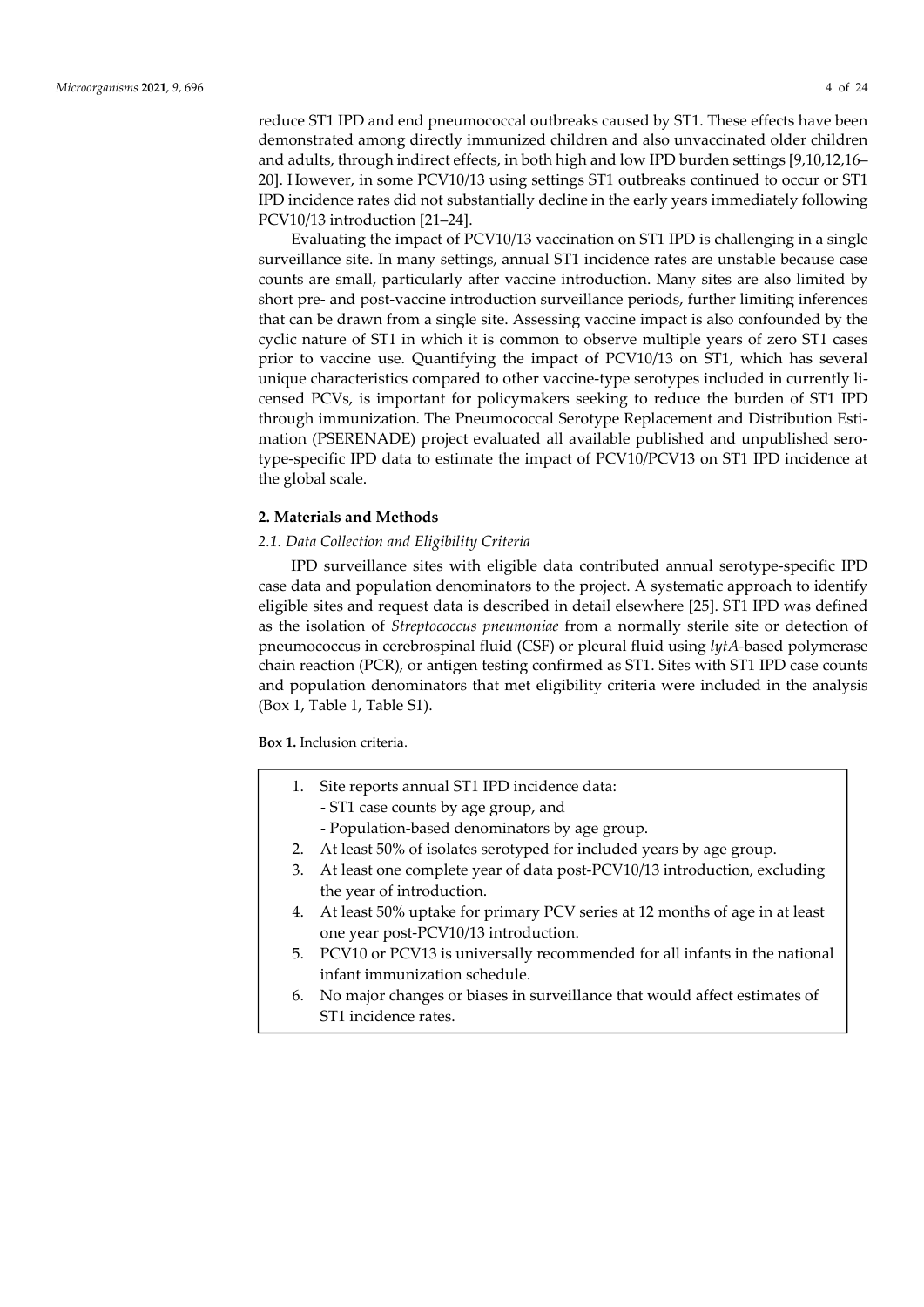reduce ST1 IPD and end pneumococcal outbreaks caused by ST1. These effects have been demonstrated among directly immunized children and also unvaccinated older children and adults, through indirect effects, in both high and low IPD burden settings [9,10,12,16–20]. However, in some PCV10/13 using settings ST1 outbreaks continued to occur or ST1 IPD incidence rates did not substantially decline in the early years immediately following PCV10/13 introduction [21–24].

Evaluating the impact of PCV10/13 vaccination on ST1 IPD is challenging in a single surveillance site. In many settings, annual ST1 incidence rates are unstable because case counts are small, particularly after vaccine introduction. Many sites are also limited by short pre- and post-vaccine introduction surveillance periods, further limiting inferences that can be drawn from a single site. Assessing vaccine impact is also confounded by the cyclic nature of ST1 in which it is common to observe multiple years of zero ST1 cases prior to vaccine use. Quantifying the impact of PCV10/13 on ST1, which has several unique characteristics compared to other vaccine-type serotypes included in currently licensed PCVs, is important for policymakers seeking to reduce the burden of ST1 IPD through immunization. The Pneumococcal Serotype Replacement and Distribution Estimation (PSERENADE) project evaluated all available published and unpublished serotype-specific IPD data to estimate the impact of PCV10/PCV13 on ST1 IPD incidence at the global scale.

## 2. Materials and Methods

### *2.1. Data Collection and Eligibility Criteria*

IPD surveillance sites with eligible data contributed annual serotype-specific IPD case data and population denominators to the project. A systematic approach to identify eligible sites and request data is described in detail elsewhere [25]. ST1 IPD was defined as the isolation of *Streptococcus pneumoniae* from a normally sterile site or detection of pneumococcus in cerebrospinal fluid (CSF) or pleural fluid using *lytA*-based polymerase chain reaction (PCR), or antigen testing confirmed as ST1. Sites with ST1 IPD case counts and population denominators that met eligibility criteria were included in the analysis (Box 1, Table 1, Table S1).

**Box 1.** Inclusion criteria.

1. Site reports annual ST1 IPD incidence data:
   - ST1 case counts by age group, and
   - Population-based denominators by age group.
2. At least 50% of isolates serotyped for included years by age group.
3. At least one complete year of data post-PCV10/13 introduction, excluding the year of introduction.
4. At least 50% uptake for primary PCV series at 12 months of age in at least one year post-PCV10/13 introduction.
5. PCV10 or PCV13 is universally recommended for all infants in the national infant immunization schedule.
6. No major changes or biases in surveillance that would affect estimates of ST1 incidence rates.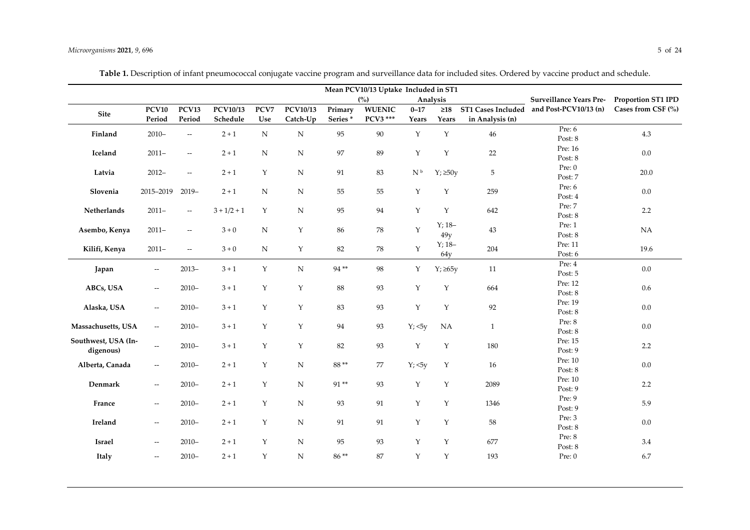**Table 1.** Description of infant pneumococcal conjugate vaccine program and surveillance data for included sites. Ordered by vaccine product and schedule.

| Site | PCV10 Period | PCV13 Period | PCV10/13 Schedule | PCV7 Use | PCV10/13 Catch-Up | Mean PCV10/13 Uptake (%) | | Included in ST1 Analysis | | ST1 Cases Included in Analysis (n) | Surveillance Years Pre- and Post-PCV10/13 (n) | Proportion ST1 IPD Cases from CSF (%) |
|---|---|---|---|---|---|---|---|---|---|---|---|---|
| | | | | | | Primary Series * | WUENIC PCV3 *** | 0–17 Years | ≥18 Years | | | |
| Finland | 2010– | -- | 2 + 1 | N | N | 95 | 90 | Y | Y | 46 | Pre: 6 Post: 8 | 4.3 |
| Iceland | 2011– | -- | 2 + 1 | N | N | 97 | 89 | Y | Y | 22 | Pre: 16 Post: 8 | 0.0 |
| Latvia | 2012– | -- | 2 + 1 | Y | N | 91 | 83 | N [b] | Y; ≥50y | 5 | Pre: 0 Post: 7 | 20.0 |
| Slovenia | 2015–2019 | 2019– | 2 + 1 | N | N | 55 | 55 | Y | Y | 259 | Pre: 6 Post: 4 | 0.0 |
| Netherlands | 2011– | -- | 3 + 1/2 + 1 | Y | N | 95 | 94 | Y | Y | 642 | Pre: 7 Post: 8 | 2.2 |
| Asembo, Kenya | 2011– | -- | 3 + 0 | N | Y | 86 | 78 | Y | Y; 18–49y | 43 | Pre: 1 Post: 8 | NA |
| Kilifi, Kenya | 2011– | -- | 3 + 0 | N | Y | 82 | 78 | Y | Y; 18–64y | 204 | Pre: 11 Post: 6 | 19.6 |
| Japan | -- | 2013– | 3 + 1 | Y | N | 94 ** | 98 | Y | Y; ≥65y | 11 | Pre: 4 Post: 5 | 0.0 |
| ABCs, USA | -- | 2010– | 3 + 1 | Y | Y | 88 | 93 | Y | Y | 664 | Pre: 12 Post: 8 | 0.6 |
| Alaska, USA | -- | 2010– | 3 + 1 | Y | Y | 83 | 93 | Y | Y | 92 | Pre: 19 Post: 8 | 0.0 |
| Massachusetts, USA | -- | 2010– | 3 + 1 | Y | Y | 94 | 93 | Y; <5y | NA | 1 | Pre: 8 Post: 8 | 0.0 |
| Southwest, USA (Indigenous) | -- | 2010– | 3 + 1 | Y | Y | 82 | 93 | Y | Y | 180 | Pre: 15 Post: 9 | 2.2 |
| Alberta, Canada | -- | 2010– | 2 + 1 | Y | N | 88 ** | 77 | Y; <5y | Y | 16 | Pre: 10 Post: 8 | 0.0 |
| Denmark | -- | 2010– | 2 + 1 | Y | N | 91 ** | 93 | Y | Y | 2089 | Pre: 10 Post: 9 | 2.2 |
| France | -- | 2010– | 2 + 1 | Y | N | 93 | 91 | Y | Y | 1346 | Pre: 9 Post: 9 | 5.9 |
| Ireland | -- | 2010– | 2 + 1 | Y | N | 91 | 91 | Y | Y | 58 | Pre: 3 Post: 8 | 0.0 |
| Israel | -- | 2010– | 2 + 1 | Y | N | 95 | 93 | Y | Y | 677 | Pre: 8 Post: 8 | 3.4 |
| Italy | -- | 2010– | 2 + 1 | Y | N | 86 ** | 87 | Y | Y | 193 | Pre: 0 | 6.7 |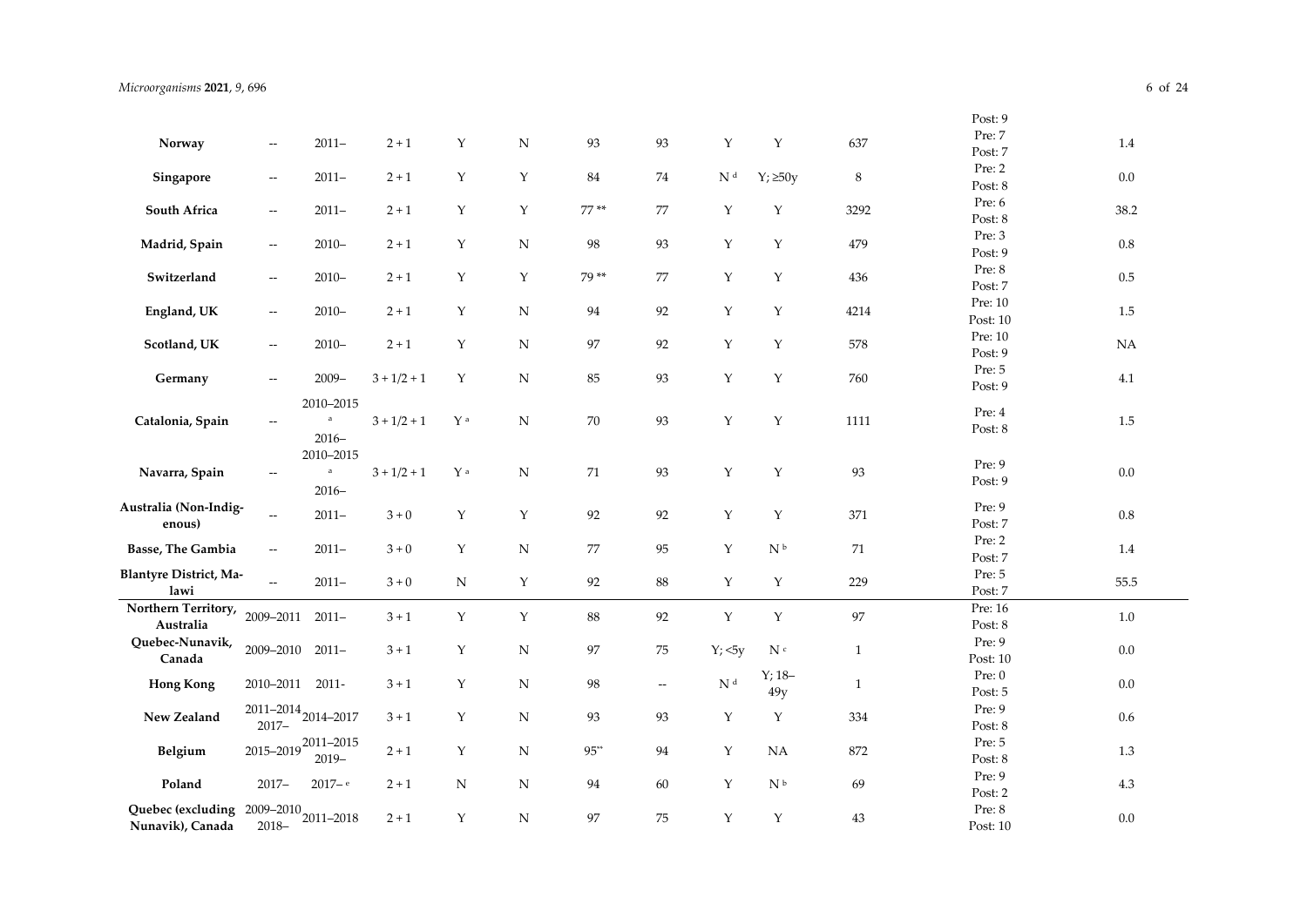| | | | | | | | | | | | | |
|---|---|---|---|---|---|---|---|---|---|---|---|---|
| | | | | | | | | | | | Post: 9 | |
| **Norway** | -- | 2011– | 2 + 1 | Y | N | 93 | 93 | Y | Y | 637 | Pre: 7<br>Post: 7 | 1.4 |
| **Singapore** | -- | 2011– | 2 + 1 | Y | Y | 84 | 74 | N [d] | Y; ≥50y | 8 | Pre: 2<br>Post: 8 | 0.0 |
| **South Africa** | -- | 2011– | 2 + 1 | Y | Y | 77 ** | 77 | Y | Y | 3292 | Pre: 6<br>Post: 8 | 38.2 |
| **Madrid, Spain** | -- | 2010– | 2 + 1 | Y | N | 98 | 93 | Y | Y | 479 | Pre: 3<br>Post: 9 | 0.8 |
| **Switzerland** | -- | 2010– | 2 + 1 | Y | Y | 79 ** | 77 | Y | Y | 436 | Pre: 8<br>Post: 7 | 0.5 |
| **England, UK** | -- | 2010– | 2 + 1 | Y | N | 94 | 92 | Y | Y | 4214 | Pre: 10<br>Post: 10 | 1.5 |
| **Scotland, UK** | -- | 2010– | 2 + 1 | Y | N | 97 | 92 | Y | Y | 578 | Pre: 10<br>Post: 9 | NA |
| **Germany** | -- | 2009– | 3 + 1/2 + 1 | Y | N | 85 | 93 | Y | Y | 760 | Pre: 5<br>Post: 9 | 4.1 |
| **Catalonia, Spain** | -- | 2010–2015 [a]<br>2016– | 3 + 1/2 + 1 | Y [a] | N | 70 | 93 | Y | Y | 1111 | Pre: 4<br>Post: 8 | 1.5 |
| **Navarra, Spain** | -- | 2010–2015 [a]<br>2016– | 3 + 1/2 + 1 | Y [a] | N | 71 | 93 | Y | Y | 93 | Pre: 9<br>Post: 9 | 0.0 |
| **Australia (Non-Indigenous)** | -- | 2011– | 3 + 0 | Y | Y | 92 | 92 | Y | Y | 371 | Pre: 9<br>Post: 7 | 0.8 |
| **Basse, The Gambia** | -- | 2011– | 3 + 0 | Y | N | 77 | 95 | Y | N [b] | 71 | Pre: 2<br>Post: 7 | 1.4 |
| **Blantyre District, Malawi** | -- | 2011– | 3 + 0 | N | Y | 92 | 88 | Y | Y | 229 | Pre: 5<br>Post: 7 | 55.5 |
| **Northern Territory, Australia** | 2009–2011 | 2011– | 3 + 1 | Y | Y | 88 | 92 | Y | Y | 97 | Pre: 16<br>Post: 8 | 1.0 |
| **Quebec-Nunavik, Canada** | 2009–2010 | 2011– | 3 + 1 | Y | N | 97 | 75 | Y; <5y | N [c] | 1 | Pre: 9<br>Post: 10 | 0.0 |
| **Hong Kong** | 2010–2011 | 2011- | 3 + 1 | Y | N | 98 | -- | N [d] | Y; 18–49y | 1 | Pre: 0<br>Post: 5 | 0.0 |
| **New Zealand** | 2011–2014<br>2017– | 2014–2017 | 3 + 1 | Y | N | 93 | 93 | Y | Y | 334 | Pre: 9<br>Post: 8 | 0.6 |
| **Belgium** | 2015–2019 | 2011–2015<br>2019– | 2 + 1 | Y | N | 95** | 94 | Y | NA | 872 | Pre: 5<br>Post: 8 | 1.3 |
| **Poland** | 2017– | 2017– [e] | 2 + 1 | N | N | 94 | 60 | Y | N [b] | 69 | Pre: 9<br>Post: 2 | 4.3 |
| **Quebec (excluding Nunavik), Canada** | 2009–2010<br>2018– | 2011–2018 | 2 + 1 | Y | N | 97 | 75 | Y | Y | 43 | Pre: 8<br>Post: 10 | 0.0 |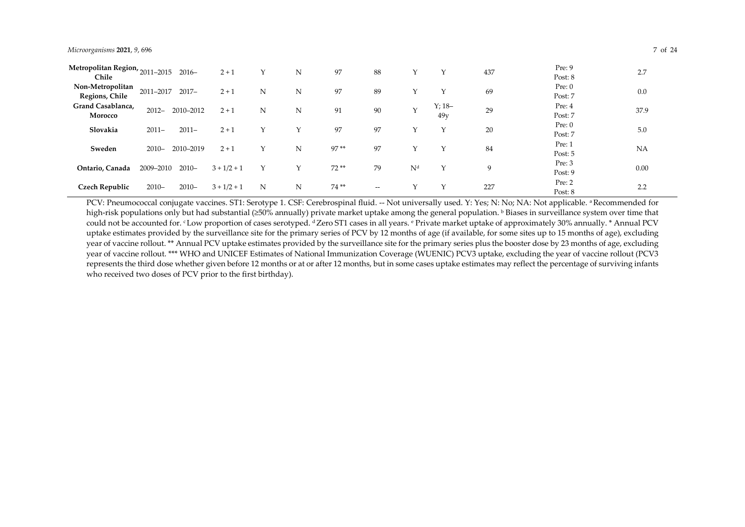| | | | | | | | | | | | | |
|---|---|---|---|---|---|---|---|---|---|---|---|---|
| **Metropolitan Region, Chile** | 2011–2015 | 2016– | 2 + 1 | Y | N | 97 | 88 | Y | Y | 437 | Pre: 9<br>Post: 8 | 2.7 |
| **Non-Metropolitan Regions, Chile** | 2011–2017 | 2017– | 2 + 1 | N | N | 97 | 89 | Y | Y | 69 | Pre: 0<br>Post: 7 | 0.0 |
| **Grand Casablanca, Morocco** | 2012– | 2010–2012 | 2 + 1 | N | N | 91 | 90 | Y | Y; 18–49y | 29 | Pre: 4<br>Post: 7 | 37.9 |
| **Slovakia** | 2011– | 2011– | 2 + 1 | Y | Y | 97 | 97 | Y | Y | 20 | Pre: 0<br>Post: 7 | 5.0 |
| **Sweden** | 2010– | 2010–2019 | 2 + 1 | Y | N | 97 ** | 97 | Y | Y | 84 | Pre: 1<br>Post: 5 | NA |
| **Ontario, Canada** | 2009–2010 | 2010– | 3 + 1/2 + 1 | Y | Y | 72 ** | 79 | N[d] | Y | 9 | Pre: 3<br>Post: 9 | 0.00 |
| **Czech Republic** | 2010– | 2010– | 3 + 1/2 + 1 | N | N | 74 ** | -- | Y | Y | 227 | Pre: 2<br>Post: 8 | 2.2 |

PCV: Pneumococcal conjugate vaccines. ST1: Serotype 1. CSF: Cerebrospinal fluid. -- Not universally used. Y: Yes; N: No; NA: Not applicable. [a] Recommended for high-risk populations only but had substantial (≥50% annually) private market uptake among the general population. [b] Biases in surveillance system over time that could not be accounted for. [c] Low proportion of cases serotyped. [d] Zero ST1 cases in all years. [e] Private market uptake of approximately 30% annually. * Annual PCV uptake estimates provided by the surveillance site for the primary series of PCV by 12 months of age (if available, for some sites up to 15 months of age), excluding year of vaccine rollout. ** Annual PCV uptake estimates provided by the surveillance site for the primary series plus the booster dose by 23 months of age, excluding year of vaccine rollout. *** WHO and UNICEF Estimates of National Immunization Coverage (WUENIC) PCV3 uptake, excluding the year of vaccine rollout (PCV3 represents the third dose whether given before 12 months or at or after 12 months, but in some cases uptake estimates may reflect the percentage of surviving infants who received two doses of PCV prior to the first birthday).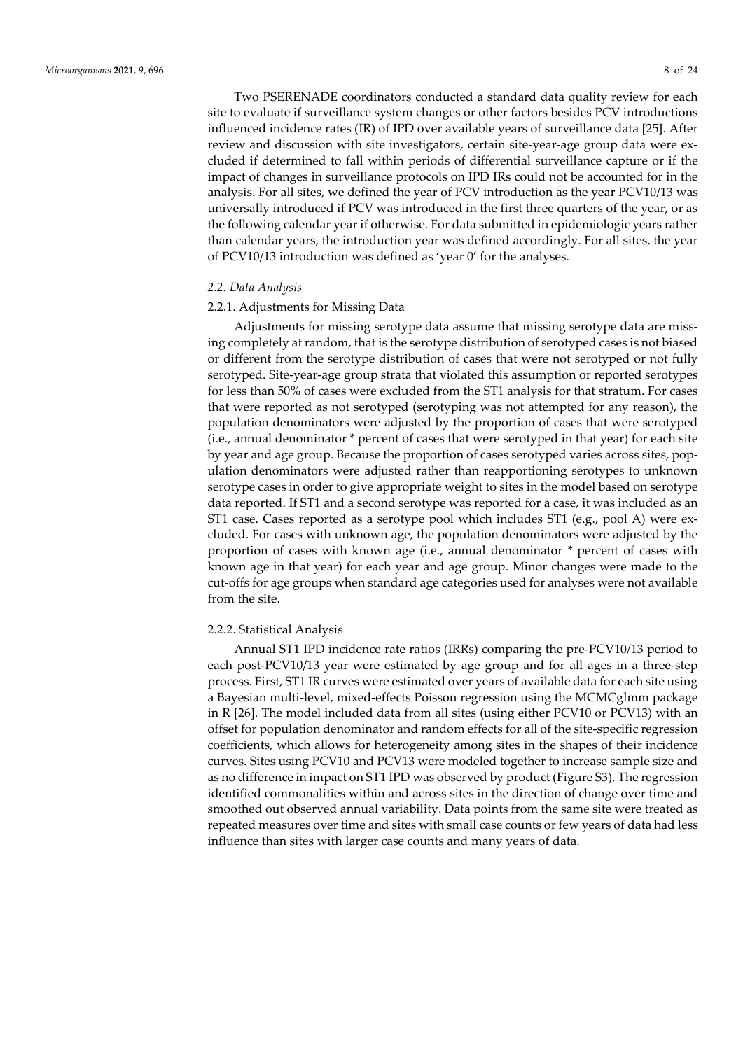Two PSERENADE coordinators conducted a standard data quality review for each site to evaluate if surveillance system changes or other factors besides PCV introductions influenced incidence rates (IR) of IPD over available years of surveillance data [25]. After review and discussion with site investigators, certain site-year-age group data were excluded if determined to fall within periods of differential surveillance capture or if the impact of changes in surveillance protocols on IPD IRs could not be accounted for in the analysis. For all sites, we defined the year of PCV introduction as the year PCV10/13 was universally introduced if PCV was introduced in the first three quarters of the year, or as the following calendar year if otherwise. For data submitted in epidemiologic years rather than calendar years, the introduction year was defined accordingly. For all sites, the year of PCV10/13 introduction was defined as 'year 0' for the analyses.

## 2.2. Data Analysis

### 2.2.1. Adjustments for Missing Data

Adjustments for missing serotype data assume that missing serotype data are missing completely at random, that is the serotype distribution of serotyped cases is not biased or different from the serotype distribution of cases that were not serotyped or not fully serotyped. Site-year-age group strata that violated this assumption or reported serotypes for less than 50% of cases were excluded from the ST1 analysis for that stratum. For cases that were reported as not serotyped (serotyping was not attempted for any reason), the population denominators were adjusted by the proportion of cases that were serotyped (i.e., annual denominator * percent of cases that were serotyped in that year) for each site by year and age group. Because the proportion of cases serotyped varies across sites, population denominators were adjusted rather than reapportioning serotypes to unknown serotype cases in order to give appropriate weight to sites in the model based on serotype data reported. If ST1 and a second serotype was reported for a case, it was included as an ST1 case. Cases reported as a serotype pool which includes ST1 (e.g., pool A) were excluded. For cases with unknown age, the population denominators were adjusted by the proportion of cases with known age (i.e., annual denominator * percent of cases with known age in that year) for each year and age group. Minor changes were made to the cut-offs for age groups when standard age categories used for analyses were not available from the site.

### 2.2.2. Statistical Analysis

Annual ST1 IPD incidence rate ratios (IRRs) comparing the pre-PCV10/13 period to each post-PCV10/13 year were estimated by age group and for all ages in a three-step process. First, ST1 IR curves were estimated over years of available data for each site using a Bayesian multi-level, mixed-effects Poisson regression using the MCMCglmm package in R [26]. The model included data from all sites (using either PCV10 or PCV13) with an offset for population denominator and random effects for all of the site-specific regression coefficients, which allows for heterogeneity among sites in the shapes of their incidence curves. Sites using PCV10 and PCV13 were modeled together to increase sample size and as no difference in impact on ST1 IPD was observed by product (Figure S3). The regression identified commonalities within and across sites in the direction of change over time and smoothed out observed annual variability. Data points from the same site were treated as repeated measures over time and sites with small case counts or few years of data had less influence than sites with larger case counts and many years of data.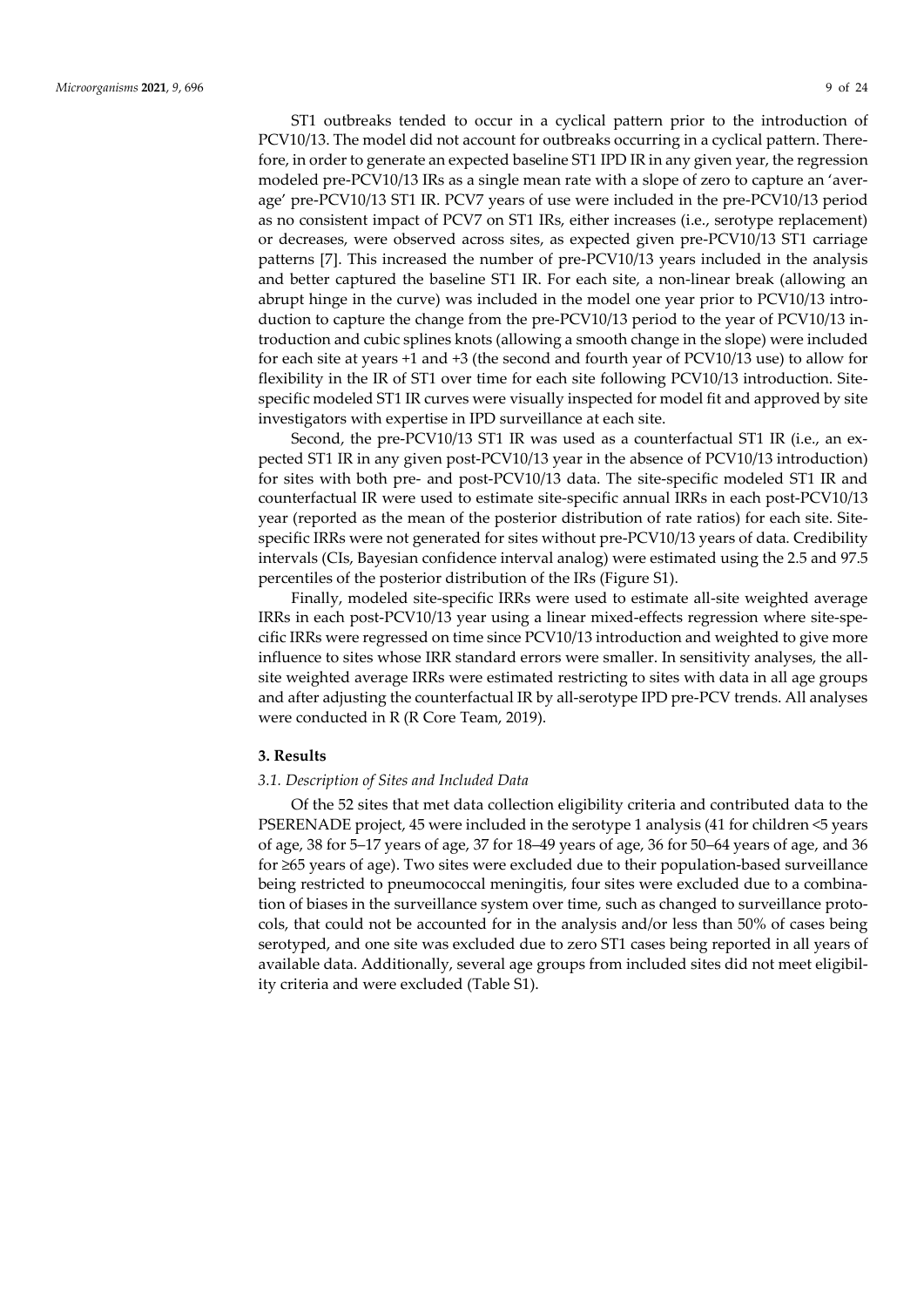ST1 outbreaks tended to occur in a cyclical pattern prior to the introduction of PCV10/13. The model did not account for outbreaks occurring in a cyclical pattern. Therefore, in order to generate an expected baseline ST1 IPD IR in any given year, the regression modeled pre-PCV10/13 IRs as a single mean rate with a slope of zero to capture an 'average' pre-PCV10/13 ST1 IR. PCV7 years of use were included in the pre-PCV10/13 period as no consistent impact of PCV7 on ST1 IRs, either increases (i.e., serotype replacement) or decreases, were observed across sites, as expected given pre-PCV10/13 ST1 carriage patterns [7]. This increased the number of pre-PCV10/13 years included in the analysis and better captured the baseline ST1 IR. For each site, a non-linear break (allowing an abrupt hinge in the curve) was included in the model one year prior to PCV10/13 introduction to capture the change from the pre-PCV10/13 period to the year of PCV10/13 introduction and cubic splines knots (allowing a smooth change in the slope) were included for each site at years +1 and +3 (the second and fourth year of PCV10/13 use) to allow for flexibility in the IR of ST1 over time for each site following PCV10/13 introduction. Site-specific modeled ST1 IR curves were visually inspected for model fit and approved by site investigators with expertise in IPD surveillance at each site.

Second, the pre-PCV10/13 ST1 IR was used as a counterfactual ST1 IR (i.e., an expected ST1 IR in any given post-PCV10/13 year in the absence of PCV10/13 introduction) for sites with both pre- and post-PCV10/13 data. The site-specific modeled ST1 IR and counterfactual IR were used to estimate site-specific annual IRRs in each post-PCV10/13 year (reported as the mean of the posterior distribution of rate ratios) for each site. Site-specific IRRs were not generated for sites without pre-PCV10/13 years of data. Credibility intervals (CIs, Bayesian confidence interval analog) were estimated using the 2.5 and 97.5 percentiles of the posterior distribution of the IRs (Figure S1).

Finally, modeled site-specific IRRs were used to estimate all-site weighted average IRRs in each post-PCV10/13 year using a linear mixed-effects regression where site-specific IRRs were regressed on time since PCV10/13 introduction and weighted to give more influence to sites whose IRR standard errors were smaller. In sensitivity analyses, the all-site weighted average IRRs were estimated restricting to sites with data in all age groups and after adjusting the counterfactual IR by all-serotype IPD pre-PCV trends. All analyses were conducted in R (R Core Team, 2019).

## 3. Results

### *3.1. Description of Sites and Included Data*

Of the 52 sites that met data collection eligibility criteria and contributed data to the PSERENADE project, 45 were included in the serotype 1 analysis (41 for children <5 years of age, 38 for 5–17 years of age, 37 for 18–49 years of age, 36 for 50–64 years of age, and 36 for ≥65 years of age). Two sites were excluded due to their population-based surveillance being restricted to pneumococcal meningitis, four sites were excluded due to a combination of biases in the surveillance system over time, such as changed to surveillance protocols, that could not be accounted for in the analysis and/or less than 50% of cases being serotyped, and one site was excluded due to zero ST1 cases being reported in all years of available data. Additionally, several age groups from included sites did not meet eligibility criteria and were excluded (Table S1).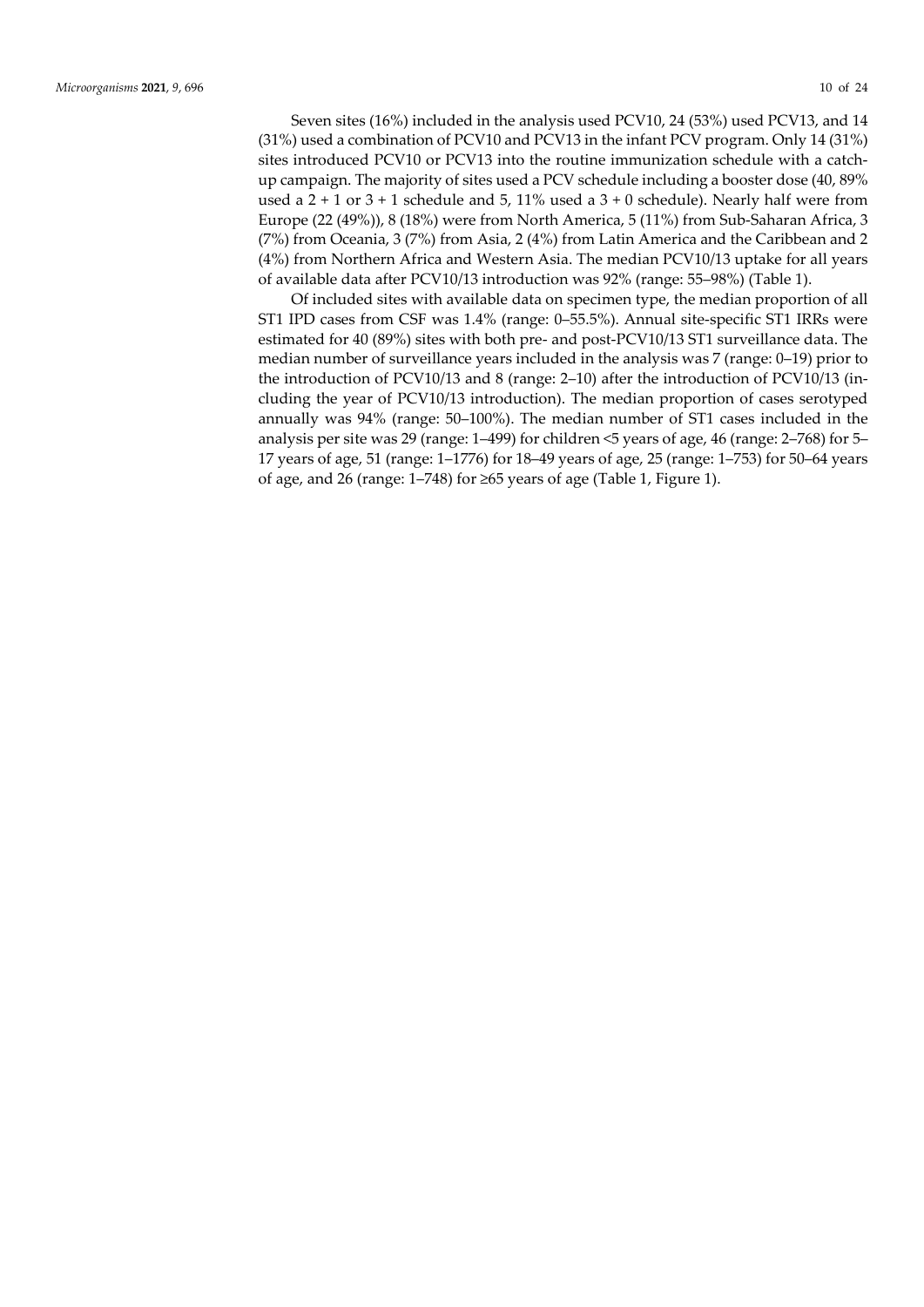Seven sites (16%) included in the analysis used PCV10, 24 (53%) used PCV13, and 14 (31%) used a combination of PCV10 and PCV13 in the infant PCV program. Only 14 (31%) sites introduced PCV10 or PCV13 into the routine immunization schedule with a catch-up campaign. The majority of sites used a PCV schedule including a booster dose (40, 89% used a 2 + 1 or 3 + 1 schedule and 5, 11% used a 3 + 0 schedule). Nearly half were from Europe (22 (49%)), 8 (18%) were from North America, 5 (11%) from Sub-Saharan Africa, 3 (7%) from Oceania, 3 (7%) from Asia, 2 (4%) from Latin America and the Caribbean and 2 (4%) from Northern Africa and Western Asia. The median PCV10/13 uptake for all years of available data after PCV10/13 introduction was 92% (range: 55–98%) (Table 1).

Of included sites with available data on specimen type, the median proportion of all ST1 IPD cases from CSF was 1.4% (range: 0–55.5%). Annual site-specific ST1 IRRs were estimated for 40 (89%) sites with both pre- and post-PCV10/13 ST1 surveillance data. The median number of surveillance years included in the analysis was 7 (range: 0–19) prior to the introduction of PCV10/13 and 8 (range: 2–10) after the introduction of PCV10/13 (including the year of PCV10/13 introduction). The median proportion of cases serotyped annually was 94% (range: 50–100%). The median number of ST1 cases included in the analysis per site was 29 (range: 1–499) for children <5 years of age, 46 (range: 2–768) for 5–17 years of age, 51 (range: 1–1776) for 18–49 years of age, 25 (range: 1–753) for 50–64 years of age, and 26 (range: 1–748) for ≥65 years of age (Table 1, Figure 1).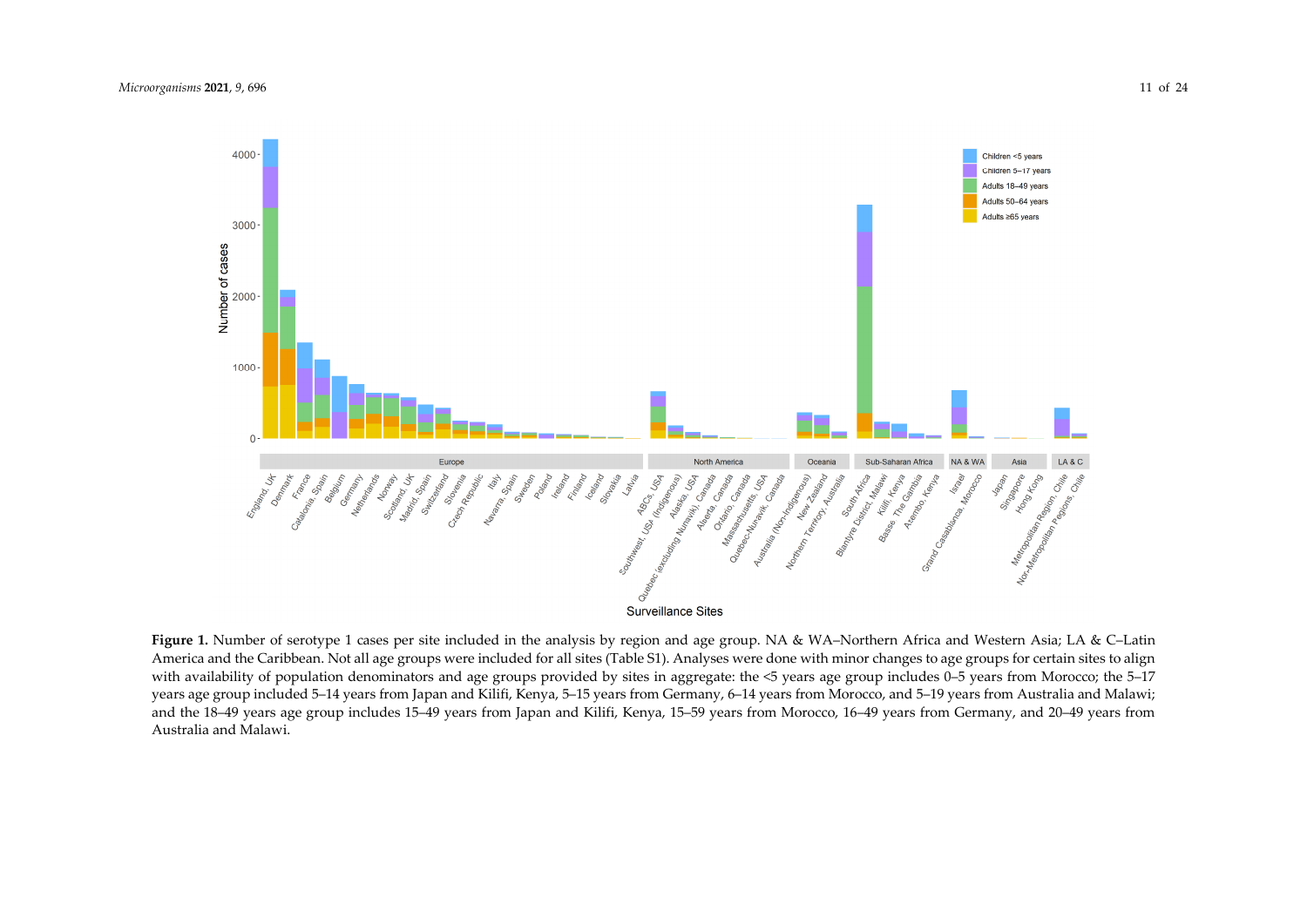**Figure 1.** Number of serotype 1 cases per site included in the analysis by region and age group. NA & WA–Northern Africa and Western Asia; LA & C–Latin America and the Caribbean. Not all age groups were included for all sites (Table S1). Analyses were done with minor changes to age groups for certain sites to align with availability of population denominators and age groups provided by sites in aggregate: the <5 years age group includes 0–5 years from Morocco; the 5–17 years age group included 5–14 years from Japan and Kilifi, Kenya, 5–15 years from Germany, 6–14 years from Morocco, and 5–19 years from Australia and Malawi; and the 18–49 years age group includes 15–49 years from Japan and Kilifi, Kenya, 15–59 years from Morocco, 16–49 years from Germany, and 20–49 years from Australia and Malawi.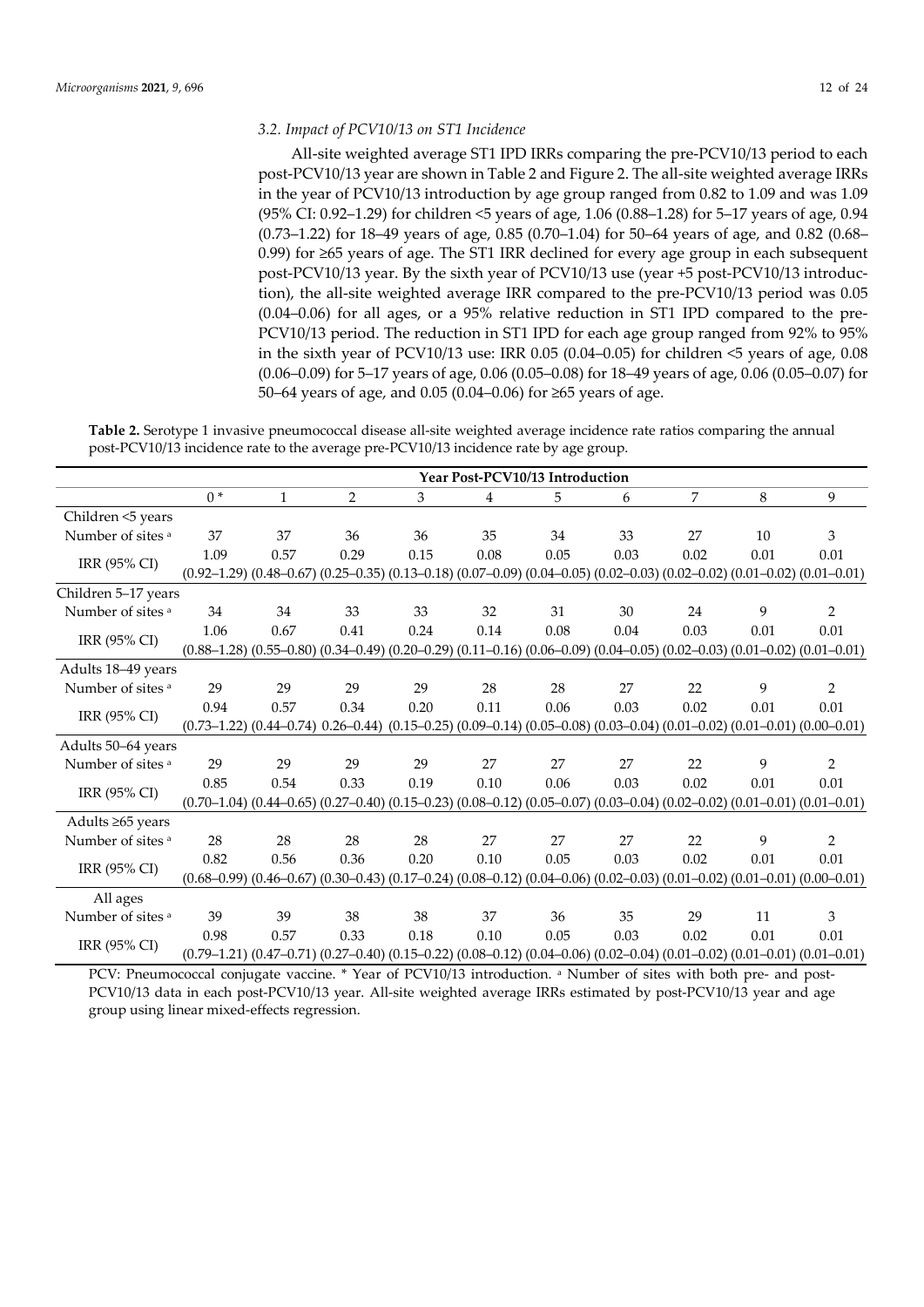### 3.2. Impact of PCV10/13 on ST1 Incidence

All-site weighted average ST1 IPD IRRs comparing the pre-PCV10/13 period to each post-PCV10/13 year are shown in Table 2 and Figure 2. The all-site weighted average IRRs in the year of PCV10/13 introduction by age group ranged from 0.82 to 1.09 and was 1.09 (95% CI: 0.92–1.29) for children <5 years of age, 1.06 (0.88–1.28) for 5–17 years of age, 0.94 (0.73–1.22) for 18–49 years of age, 0.85 (0.70–1.04) for 50–64 years of age, and 0.82 (0.68–0.99) for ≥65 years of age. The ST1 IRR declined for every age group in each subsequent post-PCV10/13 year. By the sixth year of PCV10/13 use (year +5 post-PCV10/13 introduction), the all-site weighted average IRR compared to the pre-PCV10/13 period was 0.05 (0.04–0.06) for all ages, or a 95% relative reduction in ST1 IPD compared to the pre-PCV10/13 period. The reduction in ST1 IPD for each age group ranged from 92% to 95% in the sixth year of PCV10/13 use: IRR 0.05 (0.04–0.05) for children <5 years of age, 0.08 (0.06–0.09) for 5–17 years of age, 0.06 (0.05–0.08) for 18–49 years of age, 0.06 (0.05–0.07) for 50–64 years of age, and 0.05 (0.04–0.06) for ≥65 years of age.

**Table 2.** Serotype 1 invasive pneumococcal disease all-site weighted average incidence rate ratios comparing the annual post-PCV10/13 incidence rate to the average pre-PCV10/13 incidence rate by age group.

| | Year Post-PCV10/13 Introduction | | | | | | | | | |
|---|---|---|---|---|---|---|---|---|---|---|
| | 0 * | 1 | 2 | 3 | 4 | 5 | 6 | 7 | 8 | 9 |
| **Children <5 years** | | | | | | | | | | |
| Number of sites [a] | 37 | 37 | 36 | 36 | 35 | 34 | 33 | 27 | 10 | 3 |
| IRR (95% CI) | 1.09 (0.92–1.29) | 0.57 (0.48–0.67) | 0.29 (0.25–0.35) | 0.15 (0.13–0.18) | 0.08 (0.07–0.09) | 0.05 (0.04–0.05) | 0.03 (0.02–0.03) | 0.02 (0.02–0.02) | 0.01 (0.01–0.02) | 0.01 (0.01–0.01) |
| **Children 5–17 years** | | | | | | | | | | |
| Number of sites [a] | 34 | 34 | 33 | 33 | 32 | 31 | 30 | 24 | 9 | 2 |
| IRR (95% CI) | 1.06 (0.88–1.28) | 0.67 (0.55–0.80) | 0.41 (0.34–0.49) | 0.24 (0.20–0.29) | 0.14 (0.11–0.16) | 0.08 (0.06–0.09) | 0.04 (0.04–0.05) | 0.03 (0.02–0.03) | 0.01 (0.01–0.02) | 0.01 (0.01–0.01) |
| **Adults 18–49 years** | | | | | | | | | | |
| Number of sites [a] | 29 | 29 | 29 | 29 | 28 | 28 | 27 | 22 | 9 | 2 |
| IRR (95% CI) | 0.94 (0.73–1.22) | 0.57 (0.44–0.74) | 0.34 0.26–0.44) | 0.20 (0.15–0.25) | 0.11 (0.09–0.14) | 0.06 (0.05–0.08) | 0.03 (0.03–0.04) | 0.02 (0.01–0.02) | 0.01 (0.01–0.01) | 0.01 (0.00–0.01) |
| **Adults 50–64 years** | | | | | | | | | | |
| Number of sites [a] | 29 | 29 | 29 | 29 | 27 | 27 | 27 | 22 | 9 | 2 |
| IRR (95% CI) | 0.85 (0.70–1.04) | 0.54 (0.44–0.65) | 0.33 (0.27–0.40) | 0.19 (0.15–0.23) | 0.10 (0.08–0.12) | 0.06 (0.05–0.07) | 0.03 (0.03–0.04) | 0.02 (0.02–0.02) | 0.01 (0.01–0.01) | 0.01 (0.01–0.01) |
| **Adults ≥65 years** | | | | | | | | | | |
| Number of sites [a] | 28 | 28 | 28 | 28 | 27 | 27 | 27 | 22 | 9 | 2 |
| IRR (95% CI) | 0.82 (0.68–0.99) | 0.56 (0.46–0.67) | 0.36 (0.30–0.43) | 0.20 (0.17–0.24) | 0.10 (0.08–0.12) | 0.05 (0.04–0.06) | 0.03 (0.02–0.03) | 0.02 (0.01–0.02) | 0.01 (0.01–0.01) | 0.01 (0.00–0.01) |
| **All ages** | | | | | | | | | | |
| Number of sites [a] | 39 | 39 | 38 | 38 | 37 | 36 | 35 | 29 | 11 | 3 |
| IRR (95% CI) | 0.98 (0.79–1.21) | 0.57 (0.47–0.71) | 0.33 (0.27–0.40) | 0.18 (0.15–0.22) | 0.10 (0.08–0.12) | 0.05 (0.04–0.06) | 0.03 (0.02–0.04) | 0.02 (0.01–0.02) | 0.01 (0.01–0.01) | 0.01 (0.01–0.01) |

PCV: Pneumococcal conjugate vaccine. * Year of PCV10/13 introduction. [a] Number of sites with both pre- and post-PCV10/13 data in each post-PCV10/13 year. All-site weighted average IRRs estimated by post-PCV10/13 year and age group using linear mixed-effects regression.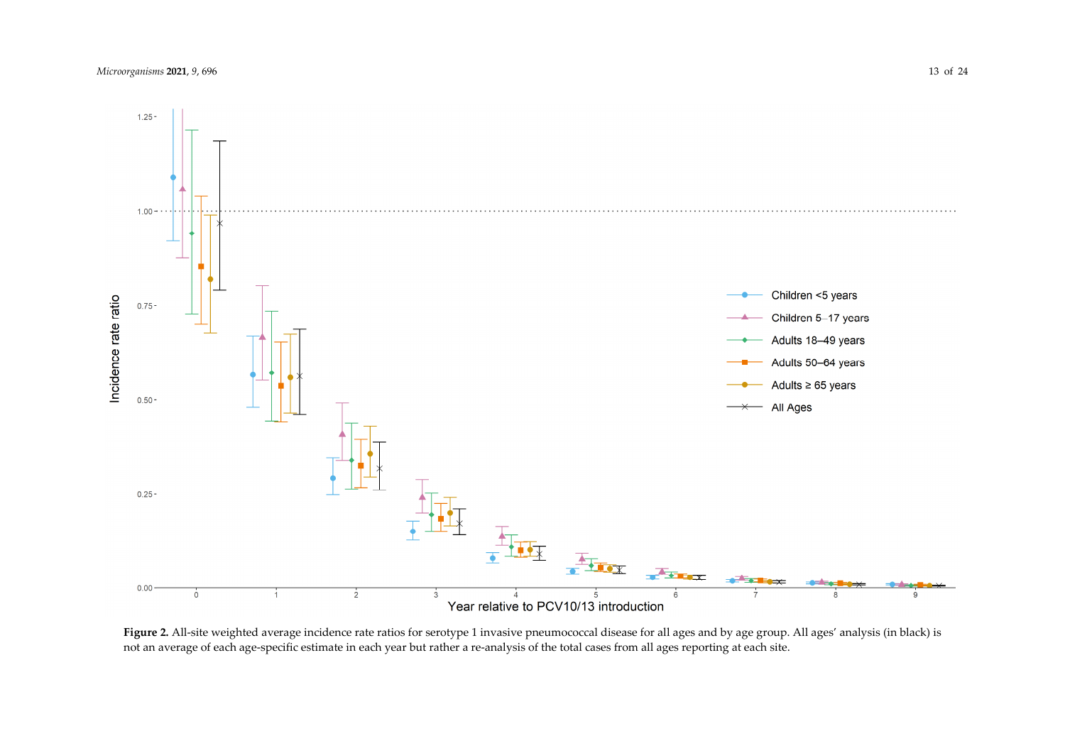**Figure 2.** All-site weighted average incidence rate ratios for serotype 1 invasive pneumococcal disease for all ages and by age group. All ages' analysis (in black) is not an average of each age-specific estimate in each year but rather a re-analysis of the total cases from all ages reporting at each site.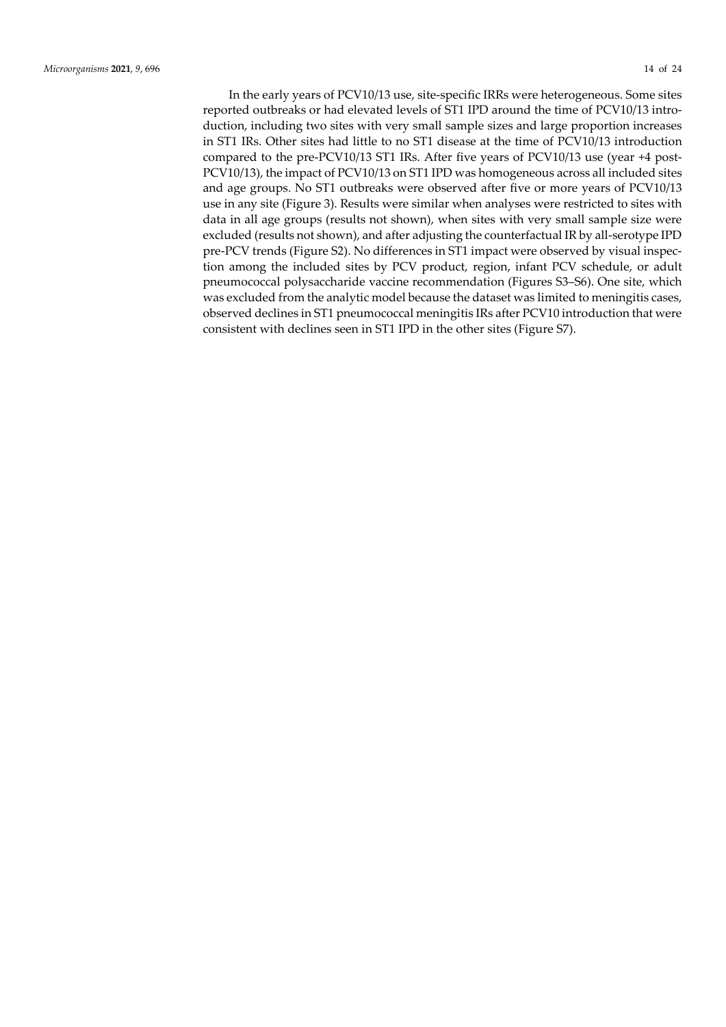In the early years of PCV10/13 use, site-specific IRRs were heterogeneous. Some sites reported outbreaks or had elevated levels of ST1 IPD around the time of PCV10/13 introduction, including two sites with very small sample sizes and large proportion increases in ST1 IRs. Other sites had little to no ST1 disease at the time of PCV10/13 introduction compared to the pre-PCV10/13 ST1 IRs. After five years of PCV10/13 use (year +4 post-PCV10/13), the impact of PCV10/13 on ST1 IPD was homogeneous across all included sites and age groups. No ST1 outbreaks were observed after five or more years of PCV10/13 use in any site (Figure 3). Results were similar when analyses were restricted to sites with data in all age groups (results not shown), when sites with very small sample size were excluded (results not shown), and after adjusting the counterfactual IR by all-serotype IPD pre-PCV trends (Figure S2). No differences in ST1 impact were observed by visual inspection among the included sites by PCV product, region, infant PCV schedule, or adult pneumococcal polysaccharide vaccine recommendation (Figures S3–S6). One site, which was excluded from the analytic model because the dataset was limited to meningitis cases, observed declines in ST1 pneumococcal meningitis IRs after PCV10 introduction that were consistent with declines seen in ST1 IPD in the other sites (Figure S7).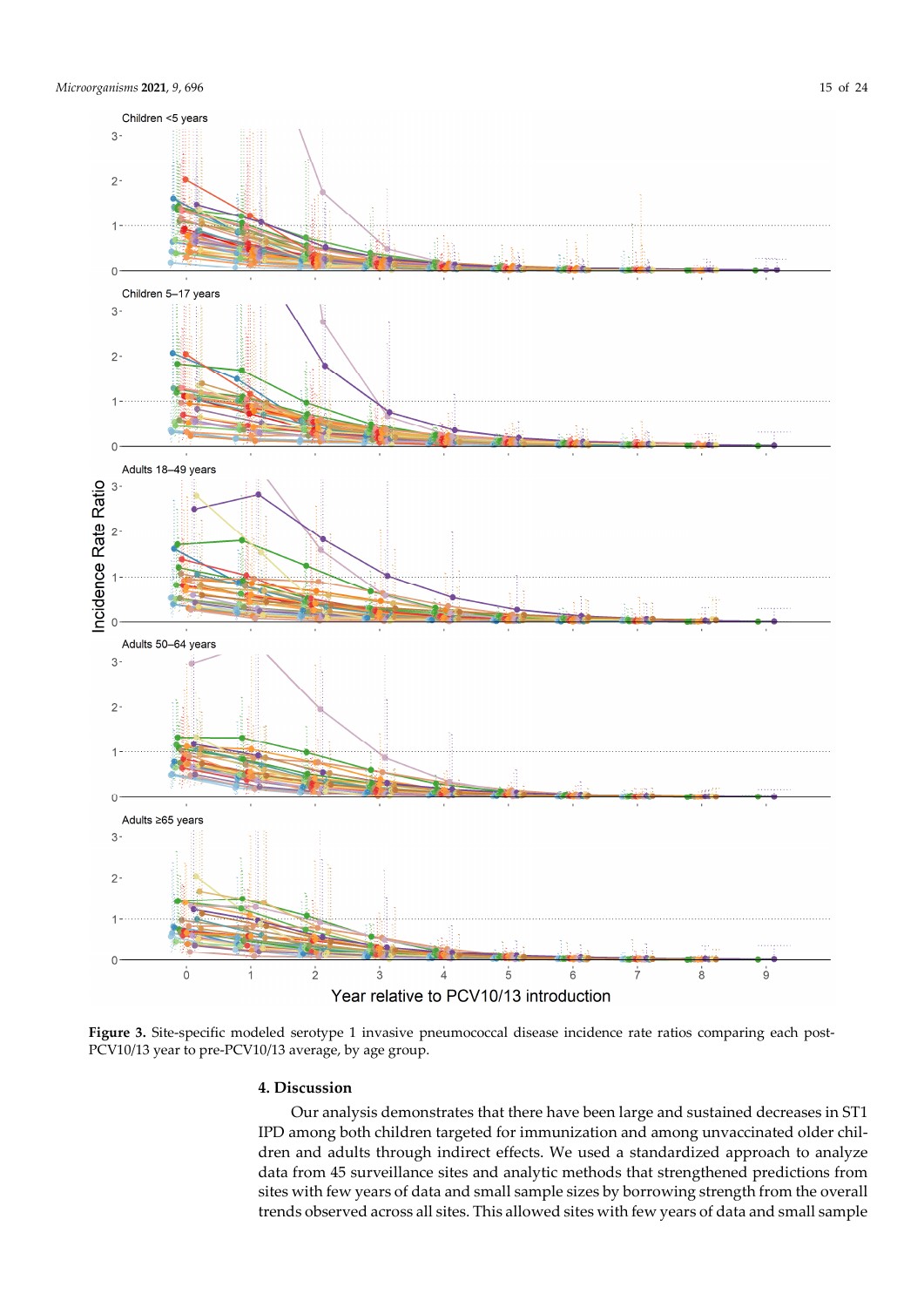**Figure 3.** Site-specific modeled serotype 1 invasive pneumococcal disease incidence rate ratios comparing each post-PCV10/13 year to pre-PCV10/13 average, by age group.

## 4. Discussion

Our analysis demonstrates that there have been large and sustained decreases in ST1 IPD among both children targeted for immunization and among unvaccinated older children and adults through indirect effects. We used a standardized approach to analyze data from 45 surveillance sites and analytic methods that strengthened predictions from sites with few years of data and small sample sizes by borrowing strength from the overall trends observed across all sites. This allowed sites with few years of data and small sample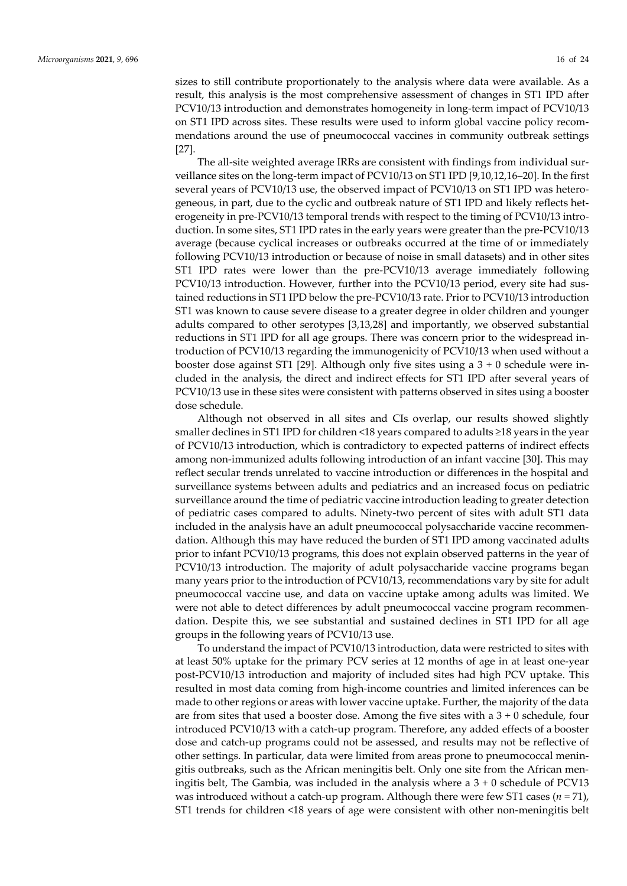sizes to still contribute proportionately to the analysis where data were available. As a result, this analysis is the most comprehensive assessment of changes in ST1 IPD after PCV10/13 introduction and demonstrates homogeneity in long-term impact of PCV10/13 on ST1 IPD across sites. These results were used to inform global vaccine policy recommendations around the use of pneumococcal vaccines in community outbreak settings [27].

The all-site weighted average IRRs are consistent with findings from individual surveillance sites on the long-term impact of PCV10/13 on ST1 IPD [9,10,12,16–20]. In the first several years of PCV10/13 use, the observed impact of PCV10/13 on ST1 IPD was heterogeneous, in part, due to the cyclic and outbreak nature of ST1 IPD and likely reflects heterogeneity in pre-PCV10/13 temporal trends with respect to the timing of PCV10/13 introduction. In some sites, ST1 IPD rates in the early years were greater than the pre-PCV10/13 average (because cyclical increases or outbreaks occurred at the time of or immediately following PCV10/13 introduction or because of noise in small datasets) and in other sites ST1 IPD rates were lower than the pre-PCV10/13 average immediately following PCV10/13 introduction. However, further into the PCV10/13 period, every site had sustained reductions in ST1 IPD below the pre-PCV10/13 rate. Prior to PCV10/13 introduction ST1 was known to cause severe disease to a greater degree in older children and younger adults compared to other serotypes [3,13,28] and importantly, we observed substantial reductions in ST1 IPD for all age groups. There was concern prior to the widespread introduction of PCV10/13 regarding the immunogenicity of PCV10/13 when used without a booster dose against ST1 [29]. Although only five sites using a 3 + 0 schedule were included in the analysis, the direct and indirect effects for ST1 IPD after several years of PCV10/13 use in these sites were consistent with patterns observed in sites using a booster dose schedule.

Although not observed in all sites and CIs overlap, our results showed slightly smaller declines in ST1 IPD for children <18 years compared to adults ≥18 years in the year of PCV10/13 introduction, which is contradictory to expected patterns of indirect effects among non-immunized adults following introduction of an infant vaccine [30]. This may reflect secular trends unrelated to vaccine introduction or differences in the hospital and surveillance systems between adults and pediatrics and an increased focus on pediatric surveillance around the time of pediatric vaccine introduction leading to greater detection of pediatric cases compared to adults. Ninety-two percent of sites with adult ST1 data included in the analysis have an adult pneumococcal polysaccharide vaccine recommendation. Although this may have reduced the burden of ST1 IPD among vaccinated adults prior to infant PCV10/13 programs, this does not explain observed patterns in the year of PCV10/13 introduction. The majority of adult polysaccharide vaccine programs began many years prior to the introduction of PCV10/13, recommendations vary by site for adult pneumococcal vaccine use, and data on vaccine uptake among adults was limited. We were not able to detect differences by adult pneumococcal vaccine program recommendation. Despite this, we see substantial and sustained declines in ST1 IPD for all age groups in the following years of PCV10/13 use.

To understand the impact of PCV10/13 introduction, data were restricted to sites with at least 50% uptake for the primary PCV series at 12 months of age in at least one-year post-PCV10/13 introduction and majority of included sites had high PCV uptake. This resulted in most data coming from high-income countries and limited inferences can be made to other regions or areas with lower vaccine uptake. Further, the majority of the data are from sites that used a booster dose. Among the five sites with a 3 + 0 schedule, four introduced PCV10/13 with a catch-up program. Therefore, any added effects of a booster dose and catch-up programs could not be assessed, and results may not be reflective of other settings. In particular, data were limited from areas prone to pneumococcal meningitis outbreaks, such as the African meningitis belt. Only one site from the African meningitis belt, The Gambia, was included in the analysis where a 3 + 0 schedule of PCV13 was introduced without a catch-up program. Although there were few ST1 cases (*n* = 71), ST1 trends for children <18 years of age were consistent with other non-meningitis belt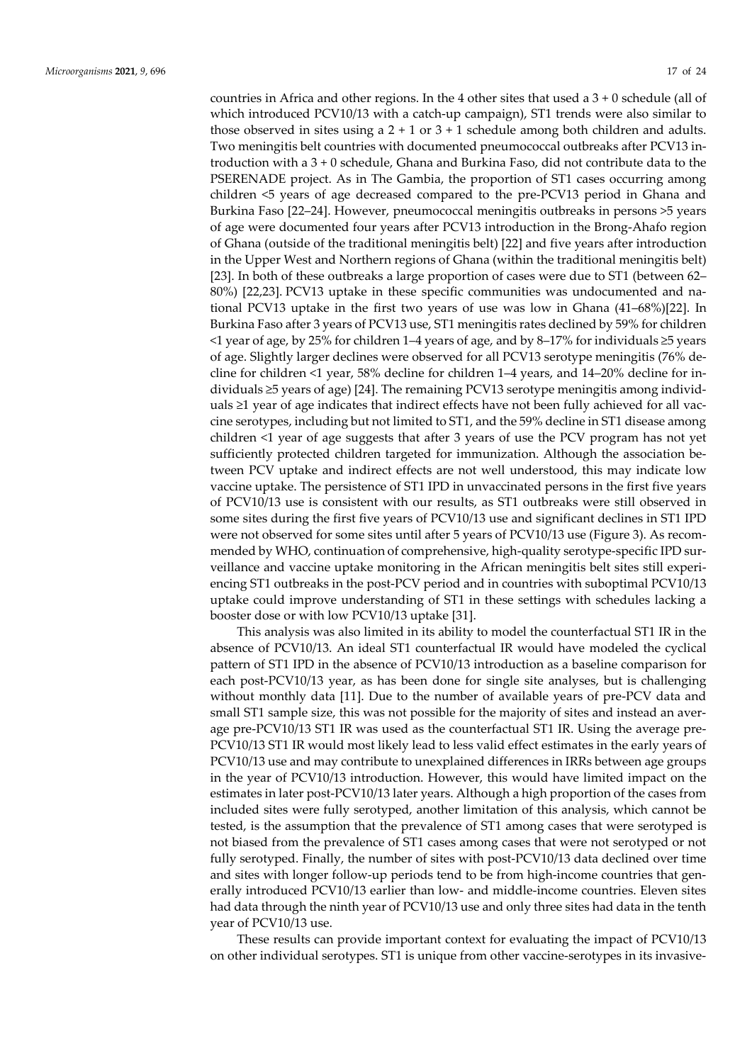countries in Africa and other regions. In the 4 other sites that used a 3 + 0 schedule (all of which introduced PCV10/13 with a catch-up campaign), ST1 trends were also similar to those observed in sites using a 2 + 1 or 3 + 1 schedule among both children and adults. Two meningitis belt countries with documented pneumococcal outbreaks after PCV13 introduction with a 3 + 0 schedule, Ghana and Burkina Faso, did not contribute data to the PSERENADE project. As in The Gambia, the proportion of ST1 cases occurring among children <5 years of age decreased compared to the pre-PCV13 period in Ghana and Burkina Faso [22–24]. However, pneumococcal meningitis outbreaks in persons >5 years of age were documented four years after PCV13 introduction in the Brong-Ahafo region of Ghana (outside of the traditional meningitis belt) [22] and five years after introduction in the Upper West and Northern regions of Ghana (within the traditional meningitis belt) [23]. In both of these outbreaks a large proportion of cases were due to ST1 (between 62–80%) [22,23]. PCV13 uptake in these specific communities was undocumented and national PCV13 uptake in the first two years of use was low in Ghana (41–68%)[22]. In Burkina Faso after 3 years of PCV13 use, ST1 meningitis rates declined by 59% for children <1 year of age, by 25% for children 1–4 years of age, and by 8–17% for individuals ≥5 years of age. Slightly larger declines were observed for all PCV13 serotype meningitis (76% decline for children <1 year, 58% decline for children 1–4 years, and 14–20% decline for individuals ≥5 years of age) [24]. The remaining PCV13 serotype meningitis among individuals ≥1 year of age indicates that indirect effects have not been fully achieved for all vaccine serotypes, including but not limited to ST1, and the 59% decline in ST1 disease among children <1 year of age suggests that after 3 years of use the PCV program has not yet sufficiently protected children targeted for immunization. Although the association between PCV uptake and indirect effects are not well understood, this may indicate low vaccine uptake. The persistence of ST1 IPD in unvaccinated persons in the first five years of PCV10/13 use is consistent with our results, as ST1 outbreaks were still observed in some sites during the first five years of PCV10/13 use and significant declines in ST1 IPD were not observed for some sites until after 5 years of PCV10/13 use (Figure 3). As recommended by WHO, continuation of comprehensive, high-quality serotype-specific IPD surveillance and vaccine uptake monitoring in the African meningitis belt sites still experiencing ST1 outbreaks in the post-PCV period and in countries with suboptimal PCV10/13 uptake could improve understanding of ST1 in these settings with schedules lacking a booster dose or with low PCV10/13 uptake [31].

This analysis was also limited in its ability to model the counterfactual ST1 IR in the absence of PCV10/13. An ideal ST1 counterfactual IR would have modeled the cyclical pattern of ST1 IPD in the absence of PCV10/13 introduction as a baseline comparison for each post-PCV10/13 year, as has been done for single site analyses, but is challenging without monthly data [11]. Due to the number of available years of pre-PCV data and small ST1 sample size, this was not possible for the majority of sites and instead an average pre-PCV10/13 ST1 IR was used as the counterfactual ST1 IR. Using the average pre-PCV10/13 ST1 IR would most likely lead to less valid effect estimates in the early years of PCV10/13 use and may contribute to unexplained differences in IRRs between age groups in the year of PCV10/13 introduction. However, this would have limited impact on the estimates in later post-PCV10/13 later years. Although a high proportion of the cases from included sites were fully serotyped, another limitation of this analysis, which cannot be tested, is the assumption that the prevalence of ST1 among cases that were serotyped is not biased from the prevalence of ST1 cases among cases that were not serotyped or not fully serotyped. Finally, the number of sites with post-PCV10/13 data declined over time and sites with longer follow-up periods tend to be from high-income countries that generally introduced PCV10/13 earlier than low- and middle-income countries. Eleven sites had data through the ninth year of PCV10/13 use and only three sites had data in the tenth year of PCV10/13 use.

These results can provide important context for evaluating the impact of PCV10/13 on other individual serotypes. ST1 is unique from other vaccine-serotypes in its invasive-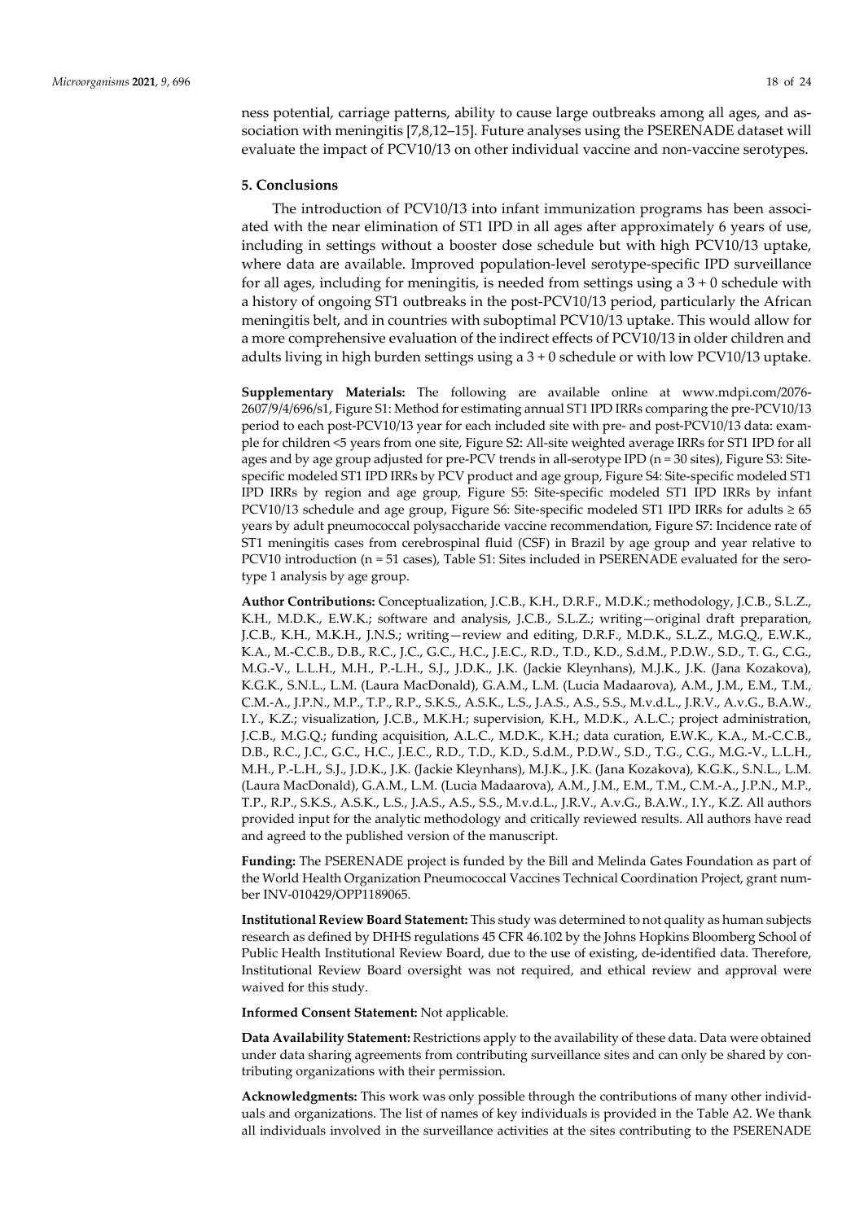ness potential, carriage patterns, ability to cause large outbreaks among all ages, and association with meningitis [7,8,12–15]. Future analyses using the PSERENADE dataset will evaluate the impact of PCV10/13 on other individual vaccine and non-vaccine serotypes.

## 5. Conclusions

The introduction of PCV10/13 into infant immunization programs has been associated with the near elimination of ST1 IPD in all ages after approximately 6 years of use, including in settings without a booster dose schedule but with high PCV10/13 uptake, where data are available. Improved population-level serotype-specific IPD surveillance for all ages, including for meningitis, is needed from settings using a 3 + 0 schedule with a history of ongoing ST1 outbreaks in the post-PCV10/13 period, particularly the African meningitis belt, and in countries with suboptimal PCV10/13 uptake. This would allow for a more comprehensive evaluation of the indirect effects of PCV10/13 in older children and adults living in high burden settings using a 3 + 0 schedule or with low PCV10/13 uptake.

**Supplementary Materials:** The following are available online at www.mdpi.com/2076-2607/9/4/696/s1, Figure S1: Method for estimating annual ST1 IPD IRRs comparing the pre-PCV10/13 period to each post-PCV10/13 year for each included site with pre- and post-PCV10/13 data: example for children <5 years from one site, Figure S2: All-site weighted average IRRs for ST1 IPD for all ages and by age group adjusted for pre-PCV trends in all-serotype IPD (n = 30 sites), Figure S3: Site-specific modeled ST1 IPD IRRs by PCV product and age group, Figure S4: Site-specific modeled ST1 IPD IRRs by region and age group, Figure S5: Site-specific modeled ST1 IPD IRRs by infant PCV10/13 schedule and age group, Figure S6: Site-specific modeled ST1 IPD IRRs for adults ≥ 65 years by adult pneumococcal polysaccharide vaccine recommendation, Figure S7: Incidence rate of ST1 meningitis cases from cerebrospinal fluid (CSF) in Brazil by age group and year relative to PCV10 introduction (n = 51 cases), Table S1: Sites included in PSERENADE evaluated for the serotype 1 analysis by age group.

**Author Contributions:** Conceptualization, J.C.B., K.H., D.R.F., M.D.K.; methodology, J.C.B., S.L.Z., K.H., M.D.K., E.W.K.; software and analysis, J.C.B., S.L.Z.; writing—original draft preparation, J.C.B., K.H., M.K.H., J.N.S.; writing—review and editing, D.R.F., M.D.K., S.L.Z., M.G.Q., E.W.K., K.A., M.-C.C.B., D.B., R.C., J.C., G.C., H.C., J.E.C., R.D., T.D., K.D., S.d.M., P.D.W., S.D., T. G., C.G., M.G.-V., L.L.H., M.H., P.-L.H., S.J., J.D.K., J.K. (Jackie Kleynhans), M.J.K., J.K. (Jana Kozakova), K.G.K., S.N.L., L.M. (Laura MacDonald), G.A.M., L.M. (Lucia Madaarova), A.M., J.M., E.M., T.M., C.M.-A., J.P.N., M.P., T.P., R.P., S.K.S., A.S.K., L.S., J.A.S., A.S., S.S., M.v.d.L., J.R.V., A.v.G., B.A.W., I.Y., K.Z.; visualization, J.C.B., M.K.H.; supervision, K.H., M.D.K., A.L.C.; project administration, J.C.B., M.G.Q.; funding acquisition, A.L.C., M.D.K., K.H.; data curation, E.W.K., K.A., M.-C.C.B., D.B., R.C., J.C., G.C., H.C., J.E.C., R.D., T.D., K.D., S.d.M., P.D.W., S.D., T.G., C.G., M.G.-V., L.L.H., M.H., P.-L.H., S.J., J.D.K., J.K. (Jackie Kleynhans), M.J.K., J.K. (Jana Kozakova), K.G.K., S.N.L., L.M. (Laura MacDonald), G.A.M., L.M. (Lucia Madaarova), A.M., J.M., E.M., T.M., C.M.-A., J.P.N., M.P., T.P., R.P., S.K.S., A.S.K., L.S., J.A.S., A.S., S.S., M.v.d.L., J.R.V., A.v.G., B.A.W., I.Y., K.Z. All authors provided input for the analytic methodology and critically reviewed results. All authors have read and agreed to the published version of the manuscript.

**Funding:** The PSERENADE project is funded by the Bill and Melinda Gates Foundation as part of the World Health Organization Pneumococcal Vaccines Technical Coordination Project, grant number INV-010429/OPP1189065.

**Institutional Review Board Statement:** This study was determined to not quality as human subjects research as defined by DHHS regulations 45 CFR 46.102 by the Johns Hopkins Bloomberg School of Public Health Institutional Review Board, due to the use of existing, de-identified data. Therefore, Institutional Review Board oversight was not required, and ethical review and approval were waived for this study.

**Informed Consent Statement:** Not applicable.

**Data Availability Statement:** Restrictions apply to the availability of these data. Data were obtained under data sharing agreements from contributing surveillance sites and can only be shared by contributing organizations with their permission.

**Acknowledgments:** This work was only possible through the contributions of many other individuals and organizations. The list of names of key individuals is provided in the Table A2. We thank all individuals involved in the surveillance activities at the sites contributing to the PSERENADE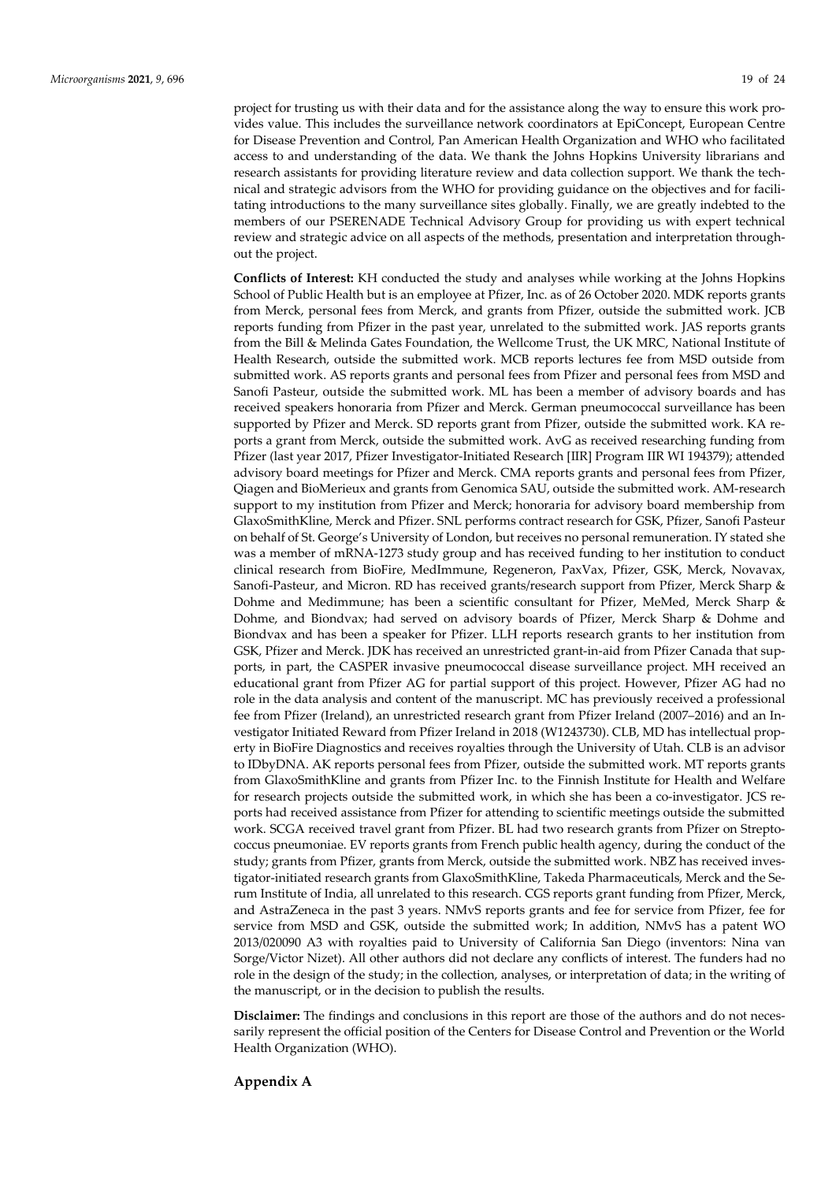project for trusting us with their data and for the assistance along the way to ensure this work provides value. This includes the surveillance network coordinators at EpiConcept, European Centre for Disease Prevention and Control, Pan American Health Organization and WHO who facilitated access to and understanding of the data. We thank the Johns Hopkins University librarians and research assistants for providing literature review and data collection support. We thank the technical and strategic advisors from the WHO for providing guidance on the objectives and for facilitating introductions to the many surveillance sites globally. Finally, we are greatly indebted to the members of our PSERENADE Technical Advisory Group for providing us with expert technical review and strategic advice on all aspects of the methods, presentation and interpretation throughout the project.

**Conflicts of Interest:** KH conducted the study and analyses while working at the Johns Hopkins School of Public Health but is an employee at Pfizer, Inc. as of 26 October 2020. MDK reports grants from Merck, personal fees from Merck, and grants from Pfizer, outside the submitted work. JCB reports funding from Pfizer in the past year, unrelated to the submitted work. JAS reports grants from the Bill & Melinda Gates Foundation, the Wellcome Trust, the UK MRC, National Institute of Health Research, outside the submitted work. MCB reports lectures fee from MSD outside from submitted work. AS reports grants and personal fees from Pfizer and personal fees from MSD and Sanofi Pasteur, outside the submitted work. ML has been a member of advisory boards and has received speakers honoraria from Pfizer and Merck. German pneumococcal surveillance has been supported by Pfizer and Merck. SD reports grant from Pfizer, outside the submitted work. KA reports a grant from Merck, outside the submitted work. AvG as received researching funding from Pfizer (last year 2017, Pfizer Investigator-Initiated Research [IIR] Program IIR WI 194379); attended advisory board meetings for Pfizer and Merck. CMA reports grants and personal fees from Pfizer, Qiagen and BioMerieux and grants from Genomica SAU, outside the submitted work. AM-research support to my institution from Pfizer and Merck; honoraria for advisory board membership from GlaxoSmithKline, Merck and Pfizer. SNL performs contract research for GSK, Pfizer, Sanofi Pasteur on behalf of St. George's University of London, but receives no personal remuneration. IY stated she was a member of mRNA-1273 study group and has received funding to her institution to conduct clinical research from BioFire, MedImmune, Regeneron, PaxVax, Pfizer, GSK, Merck, Novavax, Sanofi-Pasteur, and Micron. RD has received grants/research support from Pfizer, Merck Sharp & Dohme and Medimmune; has been a scientific consultant for Pfizer, MeMed, Merck Sharp & Dohme, and Biondvax; had served on advisory boards of Pfizer, Merck Sharp & Dohme and Biondvax and has been a speaker for Pfizer. LLH reports research grants to her institution from GSK, Pfizer and Merck. JDK has received an unrestricted grant-in-aid from Pfizer Canada that supports, in part, the CASPER invasive pneumococcal disease surveillance project. MH received an educational grant from Pfizer AG for partial support of this project. However, Pfizer AG had no role in the data analysis and content of the manuscript. MC has previously received a professional fee from Pfizer (Ireland), an unrestricted research grant from Pfizer Ireland (2007–2016) and an Investigator Initiated Reward from Pfizer Ireland in 2018 (W1243730). CLB, MD has intellectual property in BioFire Diagnostics and receives royalties through the University of Utah. CLB is an advisor to IDbyDNA. AK reports personal fees from Pfizer, outside the submitted work. MT reports grants from GlaxoSmithKline and grants from Pfizer Inc. to the Finnish Institute for Health and Welfare for research projects outside the submitted work, in which she has been a co-investigator. JCS reports had received assistance from Pfizer for attending to scientific meetings outside the submitted work. SCGA received travel grant from Pfizer. BL had two research grants from Pfizer on Streptococcus pneumoniae. EV reports grants from French public health agency, during the conduct of the study; grants from Pfizer, grants from Merck, outside the submitted work. NBZ has received investigator-initiated research grants from GlaxoSmithKline, Takeda Pharmaceuticals, Merck and the Serum Institute of India, all unrelated to this research. CGS reports grant funding from Pfizer, Merck, and AstraZeneca in the past 3 years. NMvS reports grants and fee for service from Pfizer, fee for service from MSD and GSK, outside the submitted work; In addition, NMvS has a patent WO 2013/020090 A3 with royalties paid to University of California San Diego (inventors: Nina van Sorge/Victor Nizet). All other authors did not declare any conflicts of interest. The funders had no role in the design of the study; in the collection, analyses, or interpretation of data; in the writing of the manuscript, or in the decision to publish the results.

**Disclaimer:** The findings and conclusions in this report are those of the authors and do not necessarily represent the official position of the Centers for Disease Control and Prevention or the World Health Organization (WHO).

## Appendix A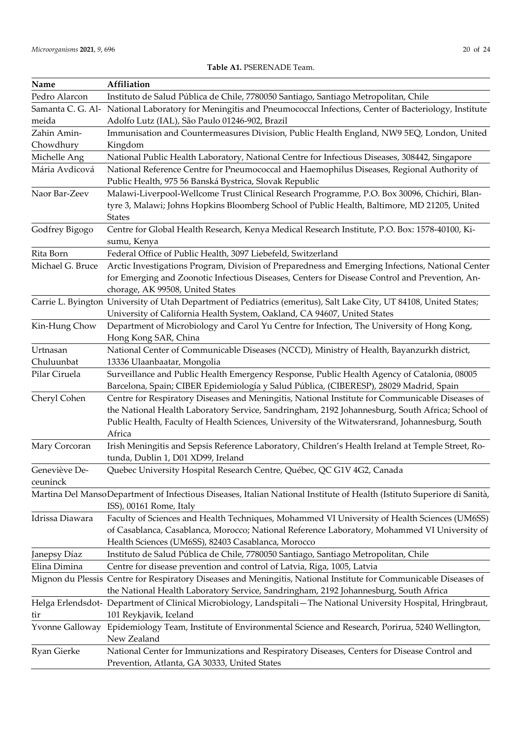**Table A1.** PSERENADE Team.

| Name | Affiliation |
| --- | --- |
| Pedro Alarcon | Instituto de Salud Pública de Chile, 7780050 Santiago, Santiago Metropolitan, Chile |
| Samanta C. G. Almeida | National Laboratory for Meningitis and Pneumococcal Infections, Center of Bacteriology, Institute Adolfo Lutz (IAL), São Paulo 01246-902, Brazil |
| Zahin Amin-Chowdhury | Immunisation and Countermeasures Division, Public Health England, NW9 5EQ, London, United Kingdom |
| Michelle Ang | National Public Health Laboratory, National Centre for Infectious Diseases, 308442, Singapore |
| Mária Avdicová | National Reference Centre for Pneumococcal and Haemophilus Diseases, Regional Authority of Public Health, 975 56 Banská Bystrica, Slovak Republic |
| Naor Bar-Zeev | Malawi-Liverpool-Wellcome Trust Clinical Research Programme, P.O. Box 30096, Chichiri, Blantyre 3, Malawi; Johns Hopkins Bloomberg School of Public Health, Baltimore, MD 21205, United States |
| Godfrey Bigogo | Centre for Global Health Research, Kenya Medical Research Institute, P.O. Box: 1578-40100, Kisumu, Kenya |
| Rita Born | Federal Office of Public Health, 3097 Liebefeld, Switzerland |
| Michael G. Bruce | Arctic Investigations Program, Division of Preparedness and Emerging Infections, National Center for Emerging and Zoonotic Infectious Diseases, Centers for Disease Control and Prevention, Anchorage, AK 99508, United States |
| Carrie L. Byington | University of Utah Department of Pediatrics (emeritus), Salt Lake City, UT 84108, United States; University of California Health System, Oakland, CA 94607, United States |
| Kin-Hung Chow | Department of Microbiology and Carol Yu Centre for Infection, The University of Hong Kong, Hong Kong SAR, China |
| Urtnasan Chuluunbat | National Center of Communicable Diseases (NCCD), Ministry of Health, Bayanzurkh district, 13336 Ulaanbaatar, Mongolia |
| Pilar Ciruela | Surveillance and Public Health Emergency Response, Public Health Agency of Catalonia, 08005 Barcelona, Spain; CIBER Epidemiología y Salud Pública, (CIBERESP), 28029 Madrid, Spain |
| Cheryl Cohen | Centre for Respiratory Diseases and Meningitis, National Institute for Communicable Diseases of the National Health Laboratory Service, Sandringham, 2192 Johannesburg, South Africa; School of Public Health, Faculty of Health Sciences, University of the Witwatersrand, Johannesburg, South Africa |
| Mary Corcoran | Irish Meningitis and Sepsis Reference Laboratory, Children's Health Ireland at Temple Street, Rotunda, Dublin 1, D01 XD99, Ireland |
| Geneviève Deceuninck | Quebec University Hospital Research Centre, Québec, QC G1V 4G2, Canada |
| Martina Del Manso | Department of Infectious Diseases, Italian National Institute of Health (Istituto Superiore di Sanità, ISS), 00161 Rome, Italy |
| Idrissa Diawara | Faculty of Sciences and Health Techniques, Mohammed VI University of Health Sciences (UM6SS) of Casablanca, Casablanca, Morocco; National Reference Laboratory, Mohammed VI University of Health Sciences (UM6SS), 82403 Casablanca, Morocco |
| Janepsy Díaz | Instituto de Salud Pública de Chile, 7780050 Santiago, Santiago Metropolitan, Chile |
| Elina Dimina | Centre for disease prevention and control of Latvia, Riga, 1005, Latvia |
| Mignon du Plessis | Centre for Respiratory Diseases and Meningitis, National Institute for Communicable Diseases of the National Health Laboratory Service, Sandringham, 2192 Johannesburg, South Africa |
| Helga Erlendsdottir | Department of Clinical Microbiology, Landspitali—The National University Hospital, Hringbraut, 101 Reykjavik, Iceland |
| Yvonne Galloway | Epidemiology Team, Institute of Environmental Science and Research, Porirua, 5240 Wellington, New Zealand |
| Ryan Gierke | National Center for Immunizations and Respiratory Diseases, Centers for Disease Control and Prevention, Atlanta, GA 30333, United States |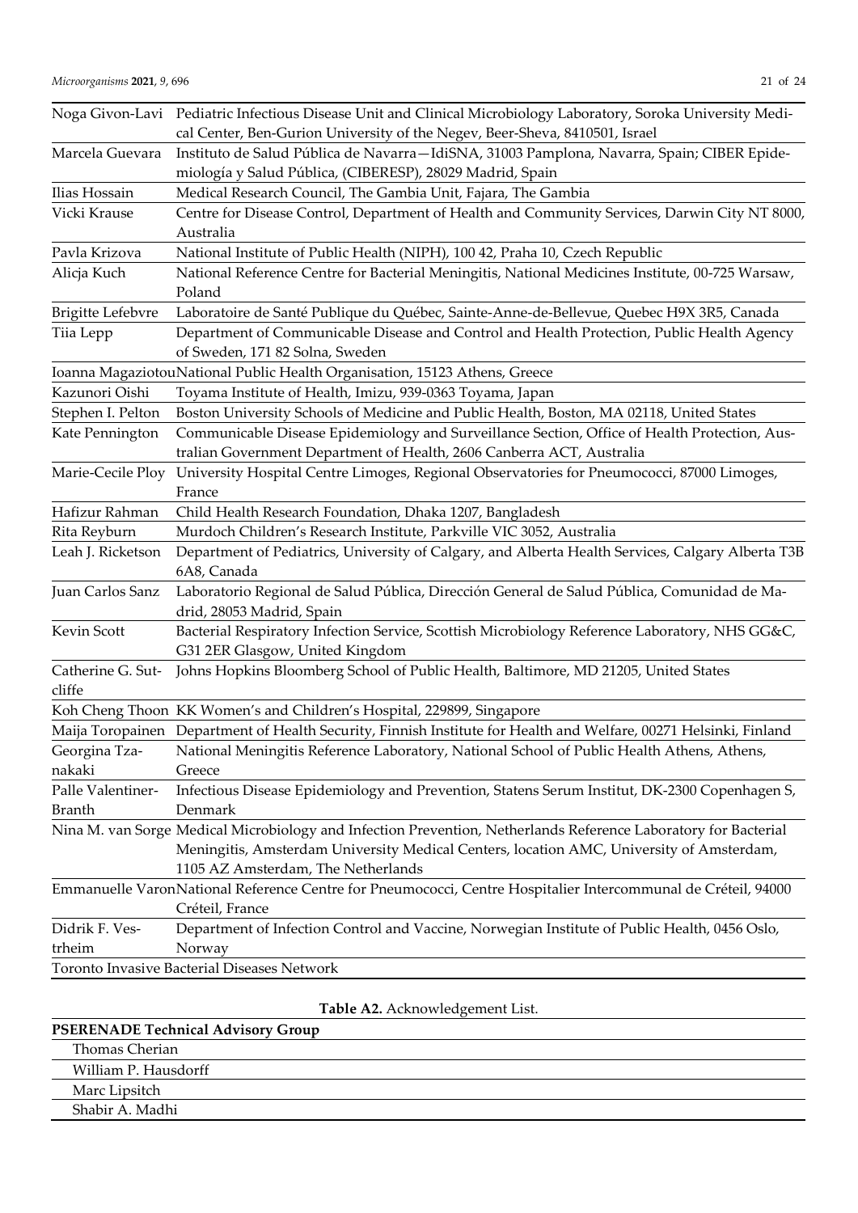| | |
|---|---|
| Noga Givon-Lavi | Pediatric Infectious Disease Unit and Clinical Microbiology Laboratory, Soroka University Medical Center, Ben-Gurion University of the Negev, Beer-Sheva, 8410501, Israel |
| Marcela Guevara | Instituto de Salud Pública de Navarra—IdiSNA, 31003 Pamplona, Navarra, Spain; CIBER Epidemiología y Salud Pública, (CIBERESP), 28029 Madrid, Spain |
| Ilias Hossain | Medical Research Council, The Gambia Unit, Fajara, The Gambia |
| Vicki Krause | Centre for Disease Control, Department of Health and Community Services, Darwin City NT 8000, Australia |
| Pavla Krizova | National Institute of Public Health (NIPH), 100 42, Praha 10, Czech Republic |
| Alicja Kuch | National Reference Centre for Bacterial Meningitis, National Medicines Institute, 00-725 Warsaw, Poland |
| Brigitte Lefebvre | Laboratoire de Santé Publique du Québec, Sainte-Anne-de-Bellevue, Quebec H9X 3R5, Canada |
| Tiia Lepp | Department of Communicable Disease and Control and Health Protection, Public Health Agency of Sweden, 171 82 Solna, Sweden |
| Ioanna Magaziotou | National Public Health Organisation, 15123 Athens, Greece |
| Kazunori Oishi | Toyama Institute of Health, Imizu, 939-0363 Toyama, Japan |
| Stephen I. Pelton | Boston University Schools of Medicine and Public Health, Boston, MA 02118, United States |
| Kate Pennington | Communicable Disease Epidemiology and Surveillance Section, Office of Health Protection, Australian Government Department of Health, 2606 Canberra ACT, Australia |
| Marie-Cecile Ploy | University Hospital Centre Limoges, Regional Observatories for Pneumococci, 87000 Limoges, France |
| Hafizur Rahman | Child Health Research Foundation, Dhaka 1207, Bangladesh |
| Rita Reyburn | Murdoch Children's Research Institute, Parkville VIC 3052, Australia |
| Leah J. Ricketson | Department of Pediatrics, University of Calgary, and Alberta Health Services, Calgary Alberta T3B 6A8, Canada |
| Juan Carlos Sanz | Laboratorio Regional de Salud Pública, Dirección General de Salud Pública, Comunidad de Madrid, 28053 Madrid, Spain |
| Kevin Scott | Bacterial Respiratory Infection Service, Scottish Microbiology Reference Laboratory, NHS GG&C, G31 2ER Glasgow, United Kingdom |
| Catherine G. Sutcliffe | Johns Hopkins Bloomberg School of Public Health, Baltimore, MD 21205, United States |
| Koh Cheng Thoon | KK Women's and Children's Hospital, 229899, Singapore |
| Maija Toropainen | Department of Health Security, Finnish Institute for Health and Welfare, 00271 Helsinki, Finland |
| Georgina Tzanakaki | National Meningitis Reference Laboratory, National School of Public Health Athens, Athens, Greece |
| Palle Valentiner-Branth | Infectious Disease Epidemiology and Prevention, Statens Serum Institut, DK-2300 Copenhagen S, Denmark |
| Nina M. van Sorge | Medical Microbiology and Infection Prevention, Netherlands Reference Laboratory for Bacterial Meningitis, Amsterdam University Medical Centers, location AMC, University of Amsterdam, 1105 AZ Amsterdam, The Netherlands |
| Emmanuelle Varon | National Reference Centre for Pneumococci, Centre Hospitalier Intercommunal de Créteil, 94000 Créteil, France |
| Didrik F. Vestrheim | Department of Infection Control and Vaccine, Norwegian Institute of Public Health, 0456 Oslo, Norway |
| Toronto Invasive Bacterial Diseases Network | |

**Table A2.** Acknowledgement List.

| **PSERENADE Technical Advisory Group** |
|---|
| Thomas Cherian |
| William P. Hausdorff |
| Marc Lipsitch |
| Shabir A. Madhi |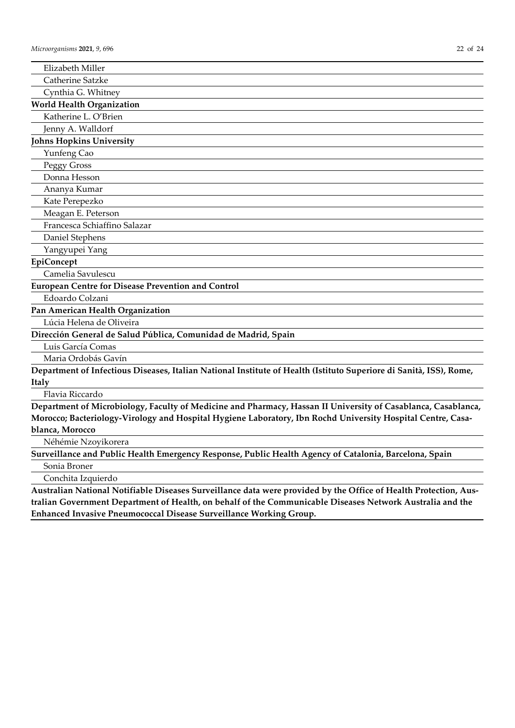| |
|---|
| Elizabeth Miller |
| Catherine Satzke |
| Cynthia G. Whitney |
| **World Health Organization** |
| Katherine L. O'Brien |
| Jenny A. Walldorf |
| **Johns Hopkins University** |
| Yunfeng Cao |
| Peggy Gross |
| Donna Hesson |
| Ananya Kumar |
| Kate Perepezko |
| Meagan E. Peterson |
| Francesca Schiaffino Salazar |
| Daniel Stephens |
| Yangyupei Yang |
| **EpiConcept** |
| Camelia Savulescu |
| **European Centre for Disease Prevention and Control** |
| Edoardo Colzani |
| **Pan American Health Organization** |
| Lúcia Helena de Oliveira |
| **Dirección General de Salud Pública, Comunidad de Madrid, Spain** |
| Luis García Comas |
| Maria Ordobás Gavín |
| **Department of Infectious Diseases, Italian National Institute of Health (Istituto Superiore di Sanità, ISS), Rome, Italy** |
| Flavia Riccardo |
| **Department of Microbiology, Faculty of Medicine and Pharmacy, Hassan II University of Casablanca, Casablanca, Morocco; Bacteriology-Virology and Hospital Hygiene Laboratory, Ibn Rochd University Hospital Centre, Casablanca, Morocco** |
| Néhémie Nzoyikorera |
| **Surveillance and Public Health Emergency Response, Public Health Agency of Catalonia, Barcelona, Spain** |
| Sonia Broner |
| Conchita Izquierdo |
| **Australian National Notifiable Diseases Surveillance data were provided by the Office of Health Protection, Australian Government Department of Health, on behalf of the Communicable Diseases Network Australia and the Enhanced Invasive Pneumococcal Disease Surveillance Working Group.** |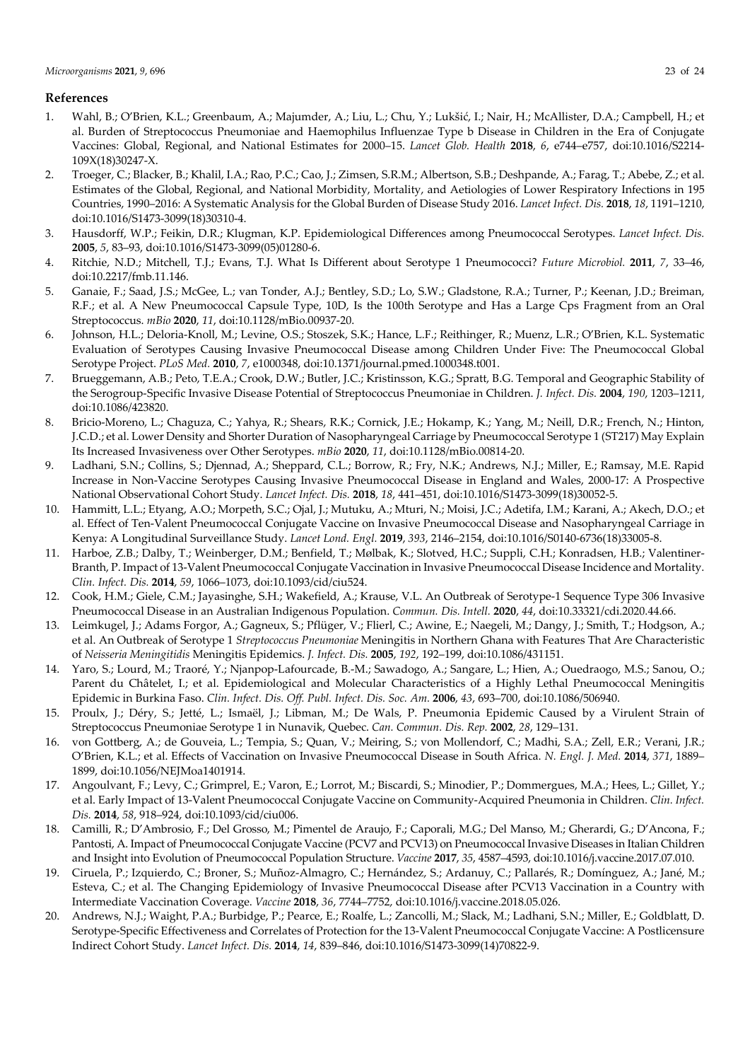## References

1. Wahl, B.; O'Brien, K.L.; Greenbaum, A.; Majumder, A.; Liu, L.; Chu, Y.; Lukšić, I.; Nair, H.; McAllister, D.A.; Campbell, H.; et al. Burden of Streptococcus Pneumoniae and Haemophilus Influenzae Type b Disease in Children in the Era of Conjugate Vaccines: Global, Regional, and National Estimates for 2000–15. *Lancet Glob. Health* **2018**, *6*, e744–e757, doi:10.1016/S2214-109X(18)30247-X.
2. Troeger, C.; Blacker, B.; Khalil, I.A.; Rao, P.C.; Cao, J.; Zimsen, S.R.M.; Albertson, S.B.; Deshpande, A.; Farag, T.; Abebe, Z.; et al. Estimates of the Global, Regional, and National Morbidity, Mortality, and Aetiologies of Lower Respiratory Infections in 195 Countries, 1990–2016: A Systematic Analysis for the Global Burden of Disease Study 2016. *Lancet Infect. Dis.* **2018**, *18*, 1191–1210, doi:10.1016/S1473-3099(18)30310-4.
3. Hausdorff, W.P.; Feikin, D.R.; Klugman, K.P. Epidemiological Differences among Pneumococcal Serotypes. *Lancet Infect. Dis.* **2005**, *5*, 83–93, doi:10.1016/S1473-3099(05)01280-6.
4. Ritchie, N.D.; Mitchell, T.J.; Evans, T.J. What Is Different about Serotype 1 Pneumococci? *Future Microbiol.* **2011**, *7*, 33–46, doi:10.2217/fmb.11.146.
5. Ganaie, F.; Saad, J.S.; McGee, L.; van Tonder, A.J.; Bentley, S.D.; Lo, S.W.; Gladstone, R.A.; Turner, P.; Keenan, J.D.; Breiman, R.F.; et al. A New Pneumococcal Capsule Type, 10D, Is the 100th Serotype and Has a Large Cps Fragment from an Oral Streptococcus. *mBio* **2020**, *11*, doi:10.1128/mBio.00937-20.
6. Johnson, H.L.; Deloria-Knoll, M.; Levine, O.S.; Stoszek, S.K.; Hance, L.F.; Reithinger, R.; Muenz, L.R.; O'Brien, K.L. Systematic Evaluation of Serotypes Causing Invasive Pneumococcal Disease among Children Under Five: The Pneumococcal Global Serotype Project. *PLoS Med.* **2010**, *7*, e1000348, doi:10.1371/journal.pmed.1000348.t001.
7. Brueggemann, A.B.; Peto, T.E.A.; Crook, D.W.; Butler, J.C.; Kristinsson, K.G.; Spratt, B.G. Temporal and Geographic Stability of the Serogroup-Specific Invasive Disease Potential of Streptococcus Pneumoniae in Children. *J. Infect. Dis.* **2004**, *190*, 1203–1211, doi:10.1086/423820.
8. Bricio-Moreno, L.; Chaguza, C.; Yahya, R.; Shears, R.K.; Cornick, J.E.; Hokamp, K.; Yang, M.; Neill, D.R.; French, N.; Hinton, J.C.D.; et al. Lower Density and Shorter Duration of Nasopharyngeal Carriage by Pneumococcal Serotype 1 (ST217) May Explain Its Increased Invasiveness over Other Serotypes. *mBio* **2020**, *11*, doi:10.1128/mBio.00814-20.
9. Ladhani, S.N.; Collins, S.; Djennad, A.; Sheppard, C.L.; Borrow, R.; Fry, N.K.; Andrews, N.J.; Miller, E.; Ramsay, M.E. Rapid Increase in Non-Vaccine Serotypes Causing Invasive Pneumococcal Disease in England and Wales, 2000-17: A Prospective National Observational Cohort Study. *Lancet Infect. Dis.* **2018**, *18*, 441–451, doi:10.1016/S1473-3099(18)30052-5.
10. Hammitt, L.L.; Etyang, A.O.; Morpeth, S.C.; Ojal, J.; Mutuku, A.; Mturi, N.; Moisi, J.C.; Adetifa, I.M.; Karani, A.; Akech, D.O.; et al. Effect of Ten-Valent Pneumococcal Conjugate Vaccine on Invasive Pneumococcal Disease and Nasopharyngeal Carriage in Kenya: A Longitudinal Surveillance Study. *Lancet Lond. Engl.* **2019**, *393*, 2146–2154, doi:10.1016/S0140-6736(18)33005-8.
11. Harboe, Z.B.; Dalby, T.; Weinberger, D.M.; Benfield, T.; Mølbak, K.; Slotved, H.C.; Suppli, C.H.; Konradsen, H.B.; Valentiner-Branth, P. Impact of 13-Valent Pneumococcal Conjugate Vaccination in Invasive Pneumococcal Disease Incidence and Mortality. *Clin. Infect. Dis.* **2014**, *59*, 1066–1073, doi:10.1093/cid/ciu524.
12. Cook, H.M.; Giele, C.M.; Jayasinghe, S.H.; Wakefield, A.; Krause, V.L. An Outbreak of Serotype-1 Sequence Type 306 Invasive Pneumococcal Disease in an Australian Indigenous Population. *Commun. Dis. Intell.* **2020**, *44*, doi:10.33321/cdi.2020.44.66.
13. Leimkugel, J.; Adams Forgor, A.; Gagneux, S.; Pflüger, V.; Flierl, C.; Awine, E.; Naegeli, M.; Dangy, J.; Smith, T.; Hodgson, A.; et al. An Outbreak of Serotype 1 *Streptococcus Pneumoniae* Meningitis in Northern Ghana with Features That Are Characteristic of *Neisseria Meningitidis* Meningitis Epidemics. *J. Infect. Dis.* **2005**, *192*, 192–199, doi:10.1086/431151.
14. Yaro, S.; Lourd, M.; Traoré, Y.; Njanpop-Lafourcade, B.-M.; Sawadogo, A.; Sangare, L.; Hien, A.; Ouedraogo, M.S.; Sanou, O.; Parent du Châtelet, I.; et al. Epidemiological and Molecular Characteristics of a Highly Lethal Pneumococcal Meningitis Epidemic in Burkina Faso. *Clin. Infect. Dis. Off. Publ. Infect. Dis. Soc. Am.* **2006**, *43*, 693–700, doi:10.1086/506940.
15. Proulx, J.; Déry, S.; Jetté, L.; Ismaël, J.; Libman, M.; De Wals, P. Pneumonia Epidemic Caused by a Virulent Strain of Streptococcus Pneumoniae Serotype 1 in Nunavik, Quebec. *Can. Commun. Dis. Rep.* **2002**, *28*, 129–131.
16. von Gottberg, A.; de Gouveia, L.; Tempia, S.; Quan, V.; Meiring, S.; von Mollendorf, C.; Madhi, S.A.; Zell, E.R.; Verani, J.R.; O'Brien, K.L.; et al. Effects of Vaccination on Invasive Pneumococcal Disease in South Africa. *N. Engl. J. Med.* **2014**, *371*, 1889–1899, doi:10.1056/NEJMoa1401914.
17. Angoulvant, F.; Levy, C.; Grimprel, E.; Varon, E.; Lorrot, M.; Biscardi, S.; Minodier, P.; Dommergues, M.A.; Hees, L.; Gillet, Y.; et al. Early Impact of 13-Valent Pneumococcal Conjugate Vaccine on Community-Acquired Pneumonia in Children. *Clin. Infect. Dis.* **2014**, *58*, 918–924, doi:10.1093/cid/ciu006.
18. Camilli, R.; D'Ambrosio, F.; Del Grosso, M.; Pimentel de Araujo, F.; Caporali, M.G.; Del Manso, M.; Gherardi, G.; D'Ancona, F.; Pantosti, A. Impact of Pneumococcal Conjugate Vaccine (PCV7 and PCV13) on Pneumococcal Invasive Diseases in Italian Children and Insight into Evolution of Pneumococcal Population Structure. *Vaccine* **2017**, *35*, 4587–4593, doi:10.1016/j.vaccine.2017.07.010.
19. Ciruela, P.; Izquierdo, C.; Broner, S.; Muñoz-Almagro, C.; Hernández, S.; Ardanuy, C.; Pallarés, R.; Domínguez, A.; Jané, M.; Esteva, C.; et al. The Changing Epidemiology of Invasive Pneumococcal Disease after PCV13 Vaccination in a Country with Intermediate Vaccination Coverage. *Vaccine* **2018**, *36*, 7744–7752, doi:10.1016/j.vaccine.2018.05.026.
20. Andrews, N.J.; Waight, P.A.; Burbidge, P.; Pearce, E.; Roalfe, L.; Zancolli, M.; Slack, M.; Ladhani, S.N.; Miller, E.; Goldblatt, D. Serotype-Specific Effectiveness and Correlates of Protection for the 13-Valent Pneumococcal Conjugate Vaccine: A Postlicensure Indirect Cohort Study. *Lancet Infect. Dis.* **2014**, *14*, 839–846, doi:10.1016/S1473-3099(14)70822-9.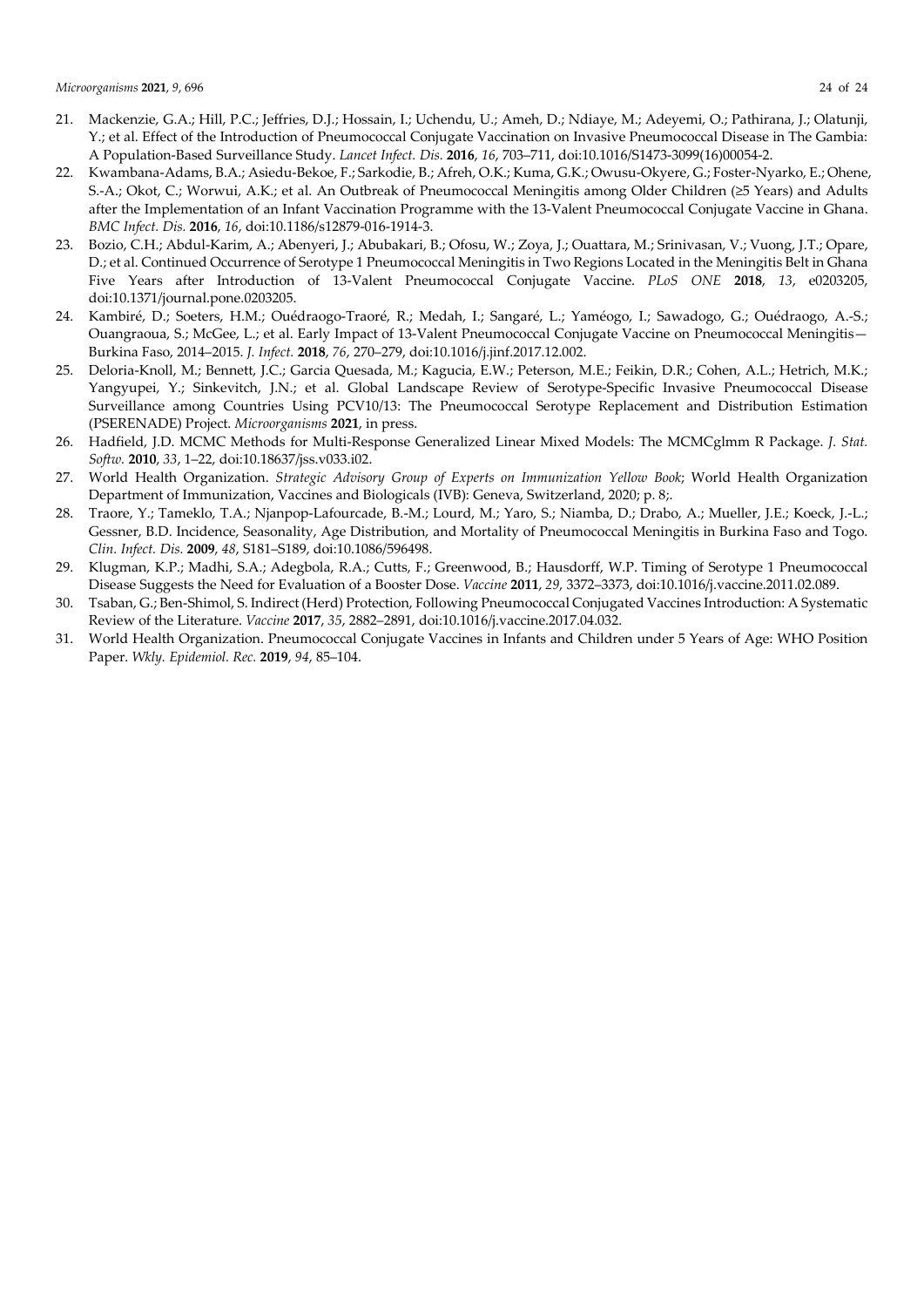21. Mackenzie, G.A.; Hill, P.C.; Jeffries, D.J.; Hossain, I.; Uchendu, U.; Ameh, D.; Ndiaye, M.; Adeyemi, O.; Pathirana, J.; Olatunji, Y.; et al. Effect of the Introduction of Pneumococcal Conjugate Vaccination on Invasive Pneumococcal Disease in The Gambia: A Population-Based Surveillance Study. *Lancet Infect. Dis.* **2016**, *16*, 703–711, doi:10.1016/S1473-3099(16)00054-2.
22. Kwambana-Adams, B.A.; Asiedu-Bekoe, F.; Sarkodie, B.; Afreh, O.K.; Kuma, G.K.; Owusu-Okyere, G.; Foster-Nyarko, E.; Ohene, S.-A.; Okot, C.; Worwui, A.K.; et al. An Outbreak of Pneumococcal Meningitis among Older Children (≥5 Years) and Adults after the Implementation of an Infant Vaccination Programme with the 13-Valent Pneumococcal Conjugate Vaccine in Ghana. *BMC Infect. Dis.* **2016**, *16*, doi:10.1186/s12879-016-1914-3.
23. Bozio, C.H.; Abdul-Karim, A.; Abenyeri, J.; Abubakari, B.; Ofosu, W.; Zoya, J.; Ouattara, M.; Srinivasan, V.; Vuong, J.T.; Opare, D.; et al. Continued Occurrence of Serotype 1 Pneumococcal Meningitis in Two Regions Located in the Meningitis Belt in Ghana Five Years after Introduction of 13-Valent Pneumococcal Conjugate Vaccine. *PLoS ONE* **2018**, *13*, e0203205, doi:10.1371/journal.pone.0203205.
24. Kambiré, D.; Soeters, H.M.; Ouédraogo-Traoré, R.; Medah, I.; Sangaré, L.; Yaméogo, I.; Sawadogo, G.; Ouédraogo, A.-S.; Ouangraoua, S.; McGee, L.; et al. Early Impact of 13-Valent Pneumococcal Conjugate Vaccine on Pneumococcal Meningitis—Burkina Faso, 2014–2015. *J. Infect.* **2018**, *76*, 270–279, doi:10.1016/j.jinf.2017.12.002.
25. Deloria-Knoll, M.; Bennett, J.C.; Garcia Quesada, M.; Kagucia, E.W.; Peterson, M.E.; Feikin, D.R.; Cohen, A.L.; Hetrich, M.K.; Yangyupei, Y.; Sinkevitch, J.N.; et al. Global Landscape Review of Serotype-Specific Invasive Pneumococcal Disease Surveillance among Countries Using PCV10/13: The Pneumococcal Serotype Replacement and Distribution Estimation (PSERENADE) Project. *Microorganisms* **2021**, in press.
26. Hadfield, J.D. MCMC Methods for Multi-Response Generalized Linear Mixed Models: The MCMCglmm R Package. *J. Stat. Softw.* **2010**, *33*, 1–22, doi:10.18637/jss.v033.i02.
27. World Health Organization. *Strategic Advisory Group of Experts on Immunization Yellow Book*; World Health Organization Department of Immunization, Vaccines and Biologicals (IVB): Geneva, Switzerland, 2020; p. 8;.
28. Traore, Y.; Tameklo, T.A.; Njanpop-Lafourcade, B.-M.; Lourd, M.; Yaro, S.; Niamba, D.; Drabo, A.; Mueller, J.E.; Koeck, J.-L.; Gessner, B.D. Incidence, Seasonality, Age Distribution, and Mortality of Pneumococcal Meningitis in Burkina Faso and Togo. *Clin. Infect. Dis.* **2009**, *48*, S181–S189, doi:10.1086/596498.
29. Klugman, K.P.; Madhi, S.A.; Adegbola, R.A.; Cutts, F.; Greenwood, B.; Hausdorff, W.P. Timing of Serotype 1 Pneumococcal Disease Suggests the Need for Evaluation of a Booster Dose. *Vaccine* **2011**, *29*, 3372–3373, doi:10.1016/j.vaccine.2011.02.089.
30. Tsaban, G.; Ben-Shimol, S. Indirect (Herd) Protection, Following Pneumococcal Conjugated Vaccines Introduction: A Systematic Review of the Literature. *Vaccine* **2017**, *35*, 2882–2891, doi:10.1016/j.vaccine.2017.04.032.
31. World Health Organization. Pneumococcal Conjugate Vaccines in Infants and Children under 5 Years of Age: WHO Position Paper. *Wkly. Epidemiol. Rec.* **2019**, *94*, 85–104.